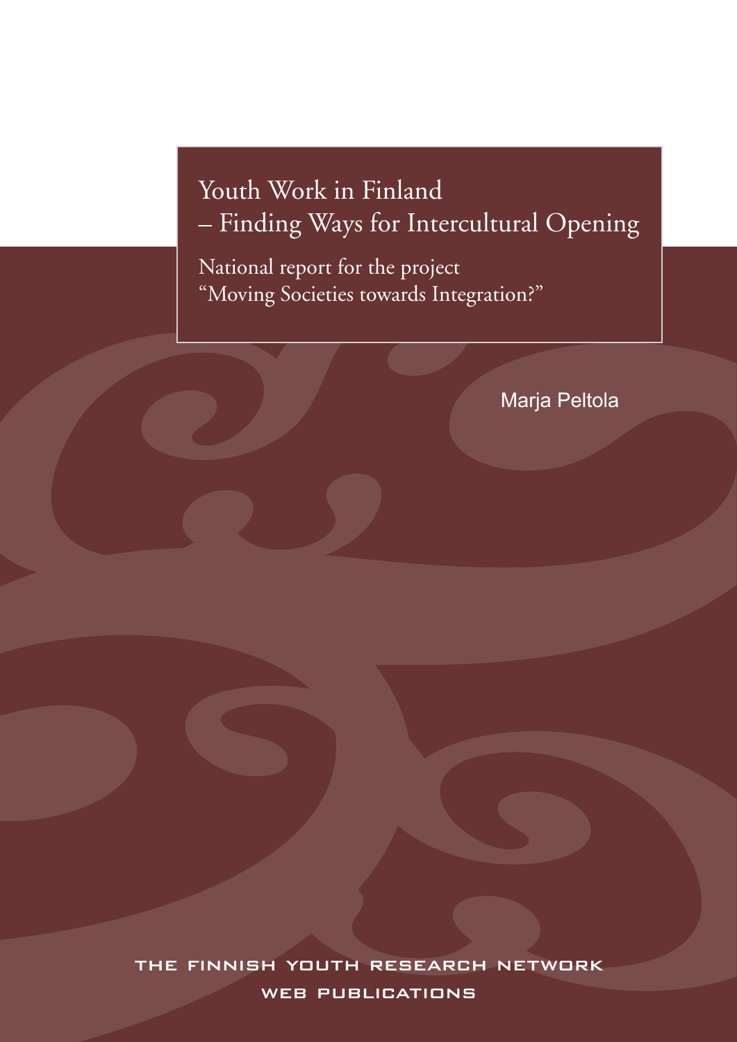# Youth Work in Finland – Finding Ways for Intercultural Opening

National report for the project "Moving Societies towards Integration?"

Marja Peltola

THE FINNISH YOUTH RESEARCH NETWORK

WEB PUBLICATIONS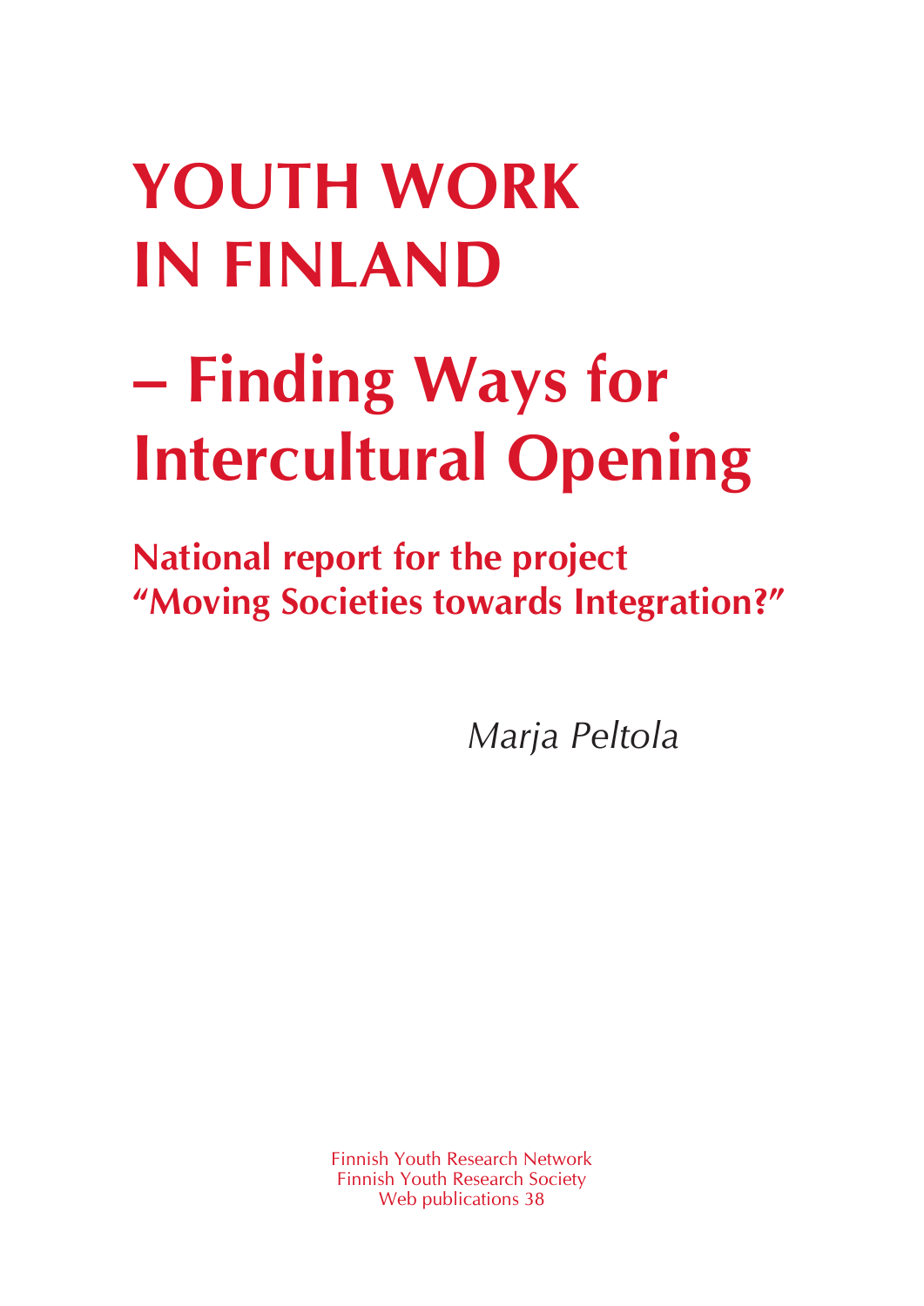# YOUTH WORK IN FINLAND

# – Finding Ways for Intercultural Opening

## National report for the project "Moving Societies towards Integration?"

*Marja Peltola*

Finnish Youth Research Network
Finnish Youth Research Society
Web publications 38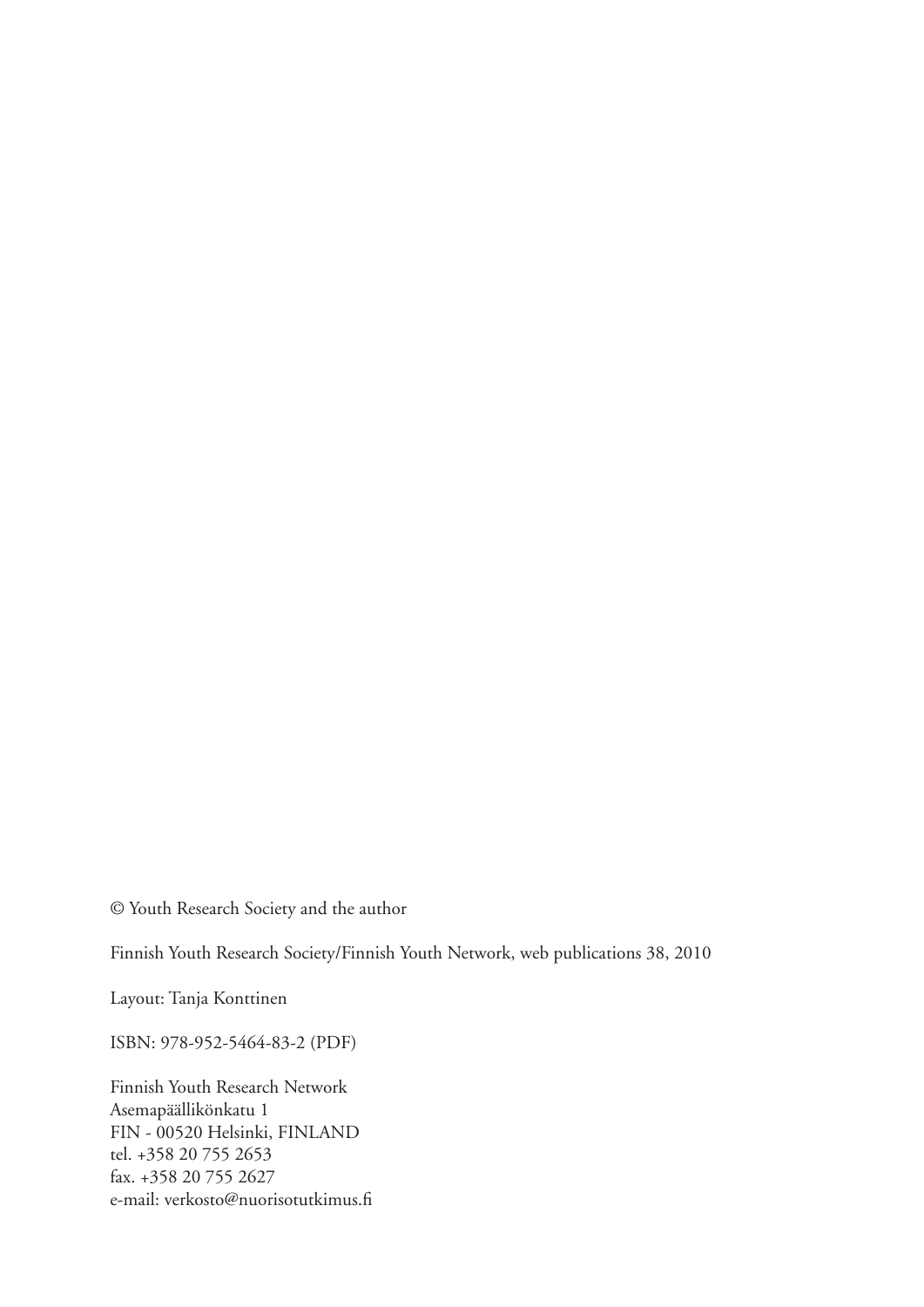© Youth Research Society and the author

Finnish Youth Research Society/Finnish Youth Network, web publications 38, 2010

Layout: Tanja Konttinen

ISBN: 978-952-5464-83-2 (PDF)

Finnish Youth Research Network
Asemapäällikönkatu 1
FIN - 00520 Helsinki, FINLAND
tel. +358 20 755 2653
fax. +358 20 755 2627
e-mail: verkosto@nuorisotutkimus.fi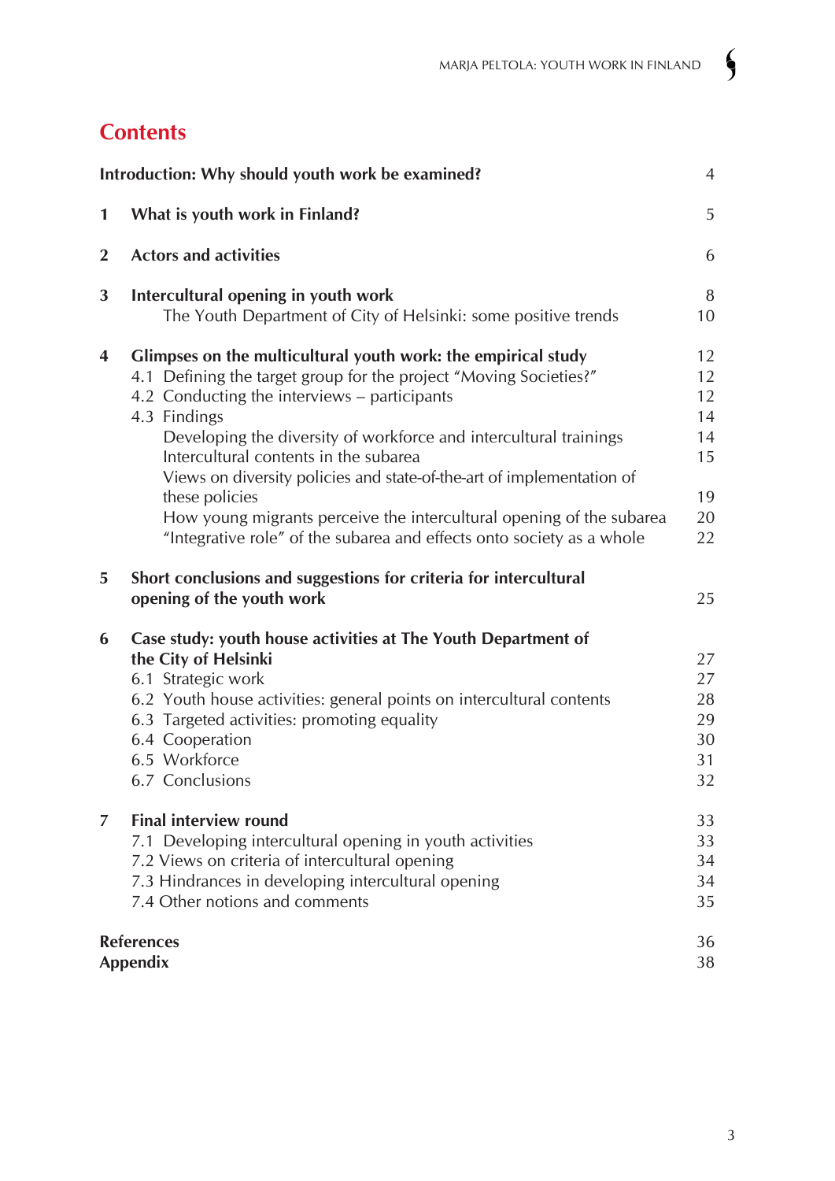# Contents

| | | |
|---|---|---|
| **Introduction: Why should youth work be examined?** | | 4 |
| **1** | **What is youth work in Finland?** | 5 |
| **2** | **Actors and activities** | 6 |
| **3** | **Intercultural opening in youth work** | 8 |
| | The Youth Department of City of Helsinki: some positive trends | 10 |
| **4** | **Glimpses on the multicultural youth work: the empirical study** | 12 |
| | 4.1 Defining the target group for the project "Moving Societies?" | 12 |
| | 4.2 Conducting the interviews – participants | 12 |
| | 4.3 Findings | 14 |
| | Developing the diversity of workforce and intercultural trainings | 14 |
| | Intercultural contents in the subarea | 15 |
| | Views on diversity policies and state-of-the-art of implementation of these policies | 19 |
| | How young migrants perceive the intercultural opening of the subarea | 20 |
| | "Integrative role" of the subarea and effects onto society as a whole | 22 |
| **5** | **Short conclusions and suggestions for criteria for intercultural opening of the youth work** | 25 |
| **6** | **Case study: youth house activities at The Youth Department of the City of Helsinki** | 27 |
| | 6.1 Strategic work | 27 |
| | 6.2 Youth house activities: general points on intercultural contents | 28 |
| | 6.3 Targeted activities: promoting equality | 29 |
| | 6.4 Cooperation | 30 |
| | 6.5 Workforce | 31 |
| | 6.7 Conclusions | 32 |
| **7** | **Final interview round** | 33 |
| | 7.1 Developing intercultural opening in youth activities | 33 |
| | 7.2 Views on criteria of intercultural opening | 34 |
| | 7.3 Hindrances in developing intercultural opening | 34 |
| | 7.4 Other notions and comments | 35 |
| **References** | | 36 |
| **Appendix** | | 38 |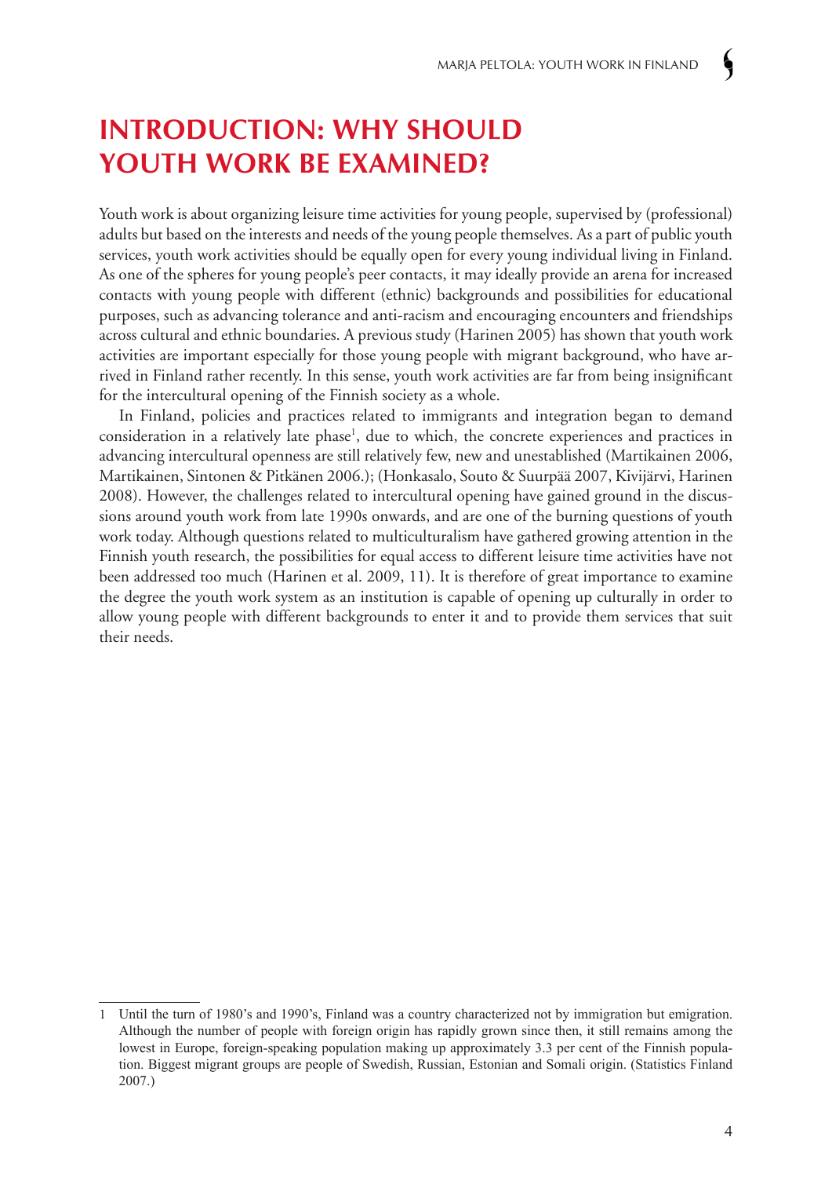# INTRODUCTION: WHY SHOULD YOUTH WORK BE EXAMINED?

Youth work is about organizing leisure time activities for young people, supervised by (professional) adults but based on the interests and needs of the young people themselves. As a part of public youth services, youth work activities should be equally open for every young individual living in Finland. As one of the spheres for young people's peer contacts, it may ideally provide an arena for increased contacts with young people with different (ethnic) backgrounds and possibilities for educational purposes, such as advancing tolerance and anti-racism and encouraging encounters and friendships across cultural and ethnic boundaries. A previous study (Harinen 2005) has shown that youth work activities are important especially for those young people with migrant background, who have arrived in Finland rather recently. In this sense, youth work activities are far from being insignificant for the intercultural opening of the Finnish society as a whole.

In Finland, policies and practices related to immigrants and integration began to demand consideration in a relatively late phase[1], due to which, the concrete experiences and practices in advancing intercultural openness are still relatively few, new and unestablished (Martikainen 2006, Martikainen, Sintonen & Pitkänen 2006.); (Honkasalo, Souto & Suurpää 2007, Kivijärvi, Harinen 2008). However, the challenges related to intercultural opening have gained ground in the discussions around youth work from late 1990s onwards, and are one of the burning questions of youth work today. Although questions related to multiculturalism have gathered growing attention in the Finnish youth research, the possibilities for equal access to different leisure time activities have not been addressed too much (Harinen et al. 2009, 11). It is therefore of great importance to examine the degree the youth work system as an institution is capable of opening up culturally in order to allow young people with different backgrounds to enter it and to provide them services that suit their needs.

---

1 Until the turn of 1980's and 1990's, Finland was a country characterized not by immigration but emigration. Although the number of people with foreign origin has rapidly grown since then, it still remains among the lowest in Europe, foreign-speaking population making up approximately 3.3 per cent of the Finnish population. Biggest migrant groups are people of Swedish, Russian, Estonian and Somali origin. (Statistics Finland 2007.)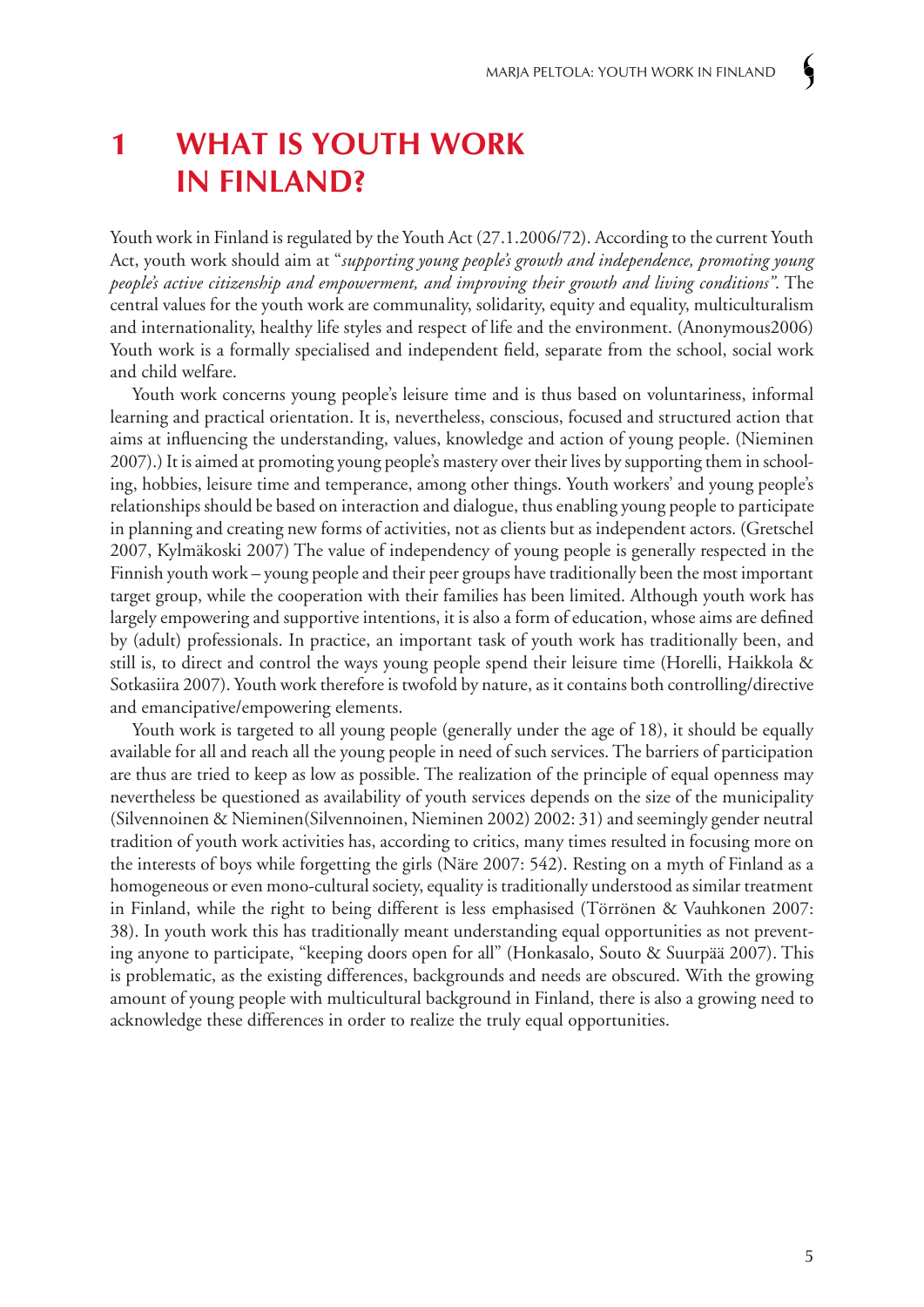# 1 WHAT IS YOUTH WORK IN FINLAND?

Youth work in Finland is regulated by the Youth Act (27.1.2006/72). According to the current Youth Act, youth work should aim at "*supporting young people's growth and independence, promoting young people's active citizenship and empowerment, and improving their growth and living conditions"*. The central values for the youth work are communality, solidarity, equity and equality, multiculturalism and internationality, healthy life styles and respect of life and the environment. (Anonymous2006) Youth work is a formally specialised and independent field, separate from the school, social work and child welfare.

Youth work concerns young people's leisure time and is thus based on voluntariness, informal learning and practical orientation. It is, nevertheless, conscious, focused and structured action that aims at influencing the understanding, values, knowledge and action of young people. (Nieminen 2007).) It is aimed at promoting young people's mastery over their lives by supporting them in schooling, hobbies, leisure time and temperance, among other things. Youth workers' and young people's relationships should be based on interaction and dialogue, thus enabling young people to participate in planning and creating new forms of activities, not as clients but as independent actors. (Gretschel 2007, Kylmäkoski 2007) The value of independency of young people is generally respected in the Finnish youth work – young people and their peer groups have traditionally been the most important target group, while the cooperation with their families has been limited. Although youth work has largely empowering and supportive intentions, it is also a form of education, whose aims are defined by (adult) professionals. In practice, an important task of youth work has traditionally been, and still is, to direct and control the ways young people spend their leisure time (Horelli, Haikkola & Sotkasiira 2007). Youth work therefore is twofold by nature, as it contains both controlling/directive and emancipative/empowering elements.

Youth work is targeted to all young people (generally under the age of 18), it should be equally available for all and reach all the young people in need of such services. The barriers of participation are thus are tried to keep as low as possible. The realization of the principle of equal openness may nevertheless be questioned as availability of youth services depends on the size of the municipality (Silvennoinen & Nieminen(Silvennoinen, Nieminen 2002) 2002: 31) and seemingly gender neutral tradition of youth work activities has, according to critics, many times resulted in focusing more on the interests of boys while forgetting the girls (Näre 2007: 542). Resting on a myth of Finland as a homogeneous or even mono-cultural society, equality is traditionally understood as similar treatment in Finland, while the right to being different is less emphasised (Törrönen & Vauhkonen 2007: 38). In youth work this has traditionally meant understanding equal opportunities as not preventing anyone to participate, "keeping doors open for all" (Honkasalo, Souto & Suurpää 2007). This is problematic, as the existing differences, backgrounds and needs are obscured. With the growing amount of young people with multicultural background in Finland, there is also a growing need to acknowledge these differences in order to realize the truly equal opportunities.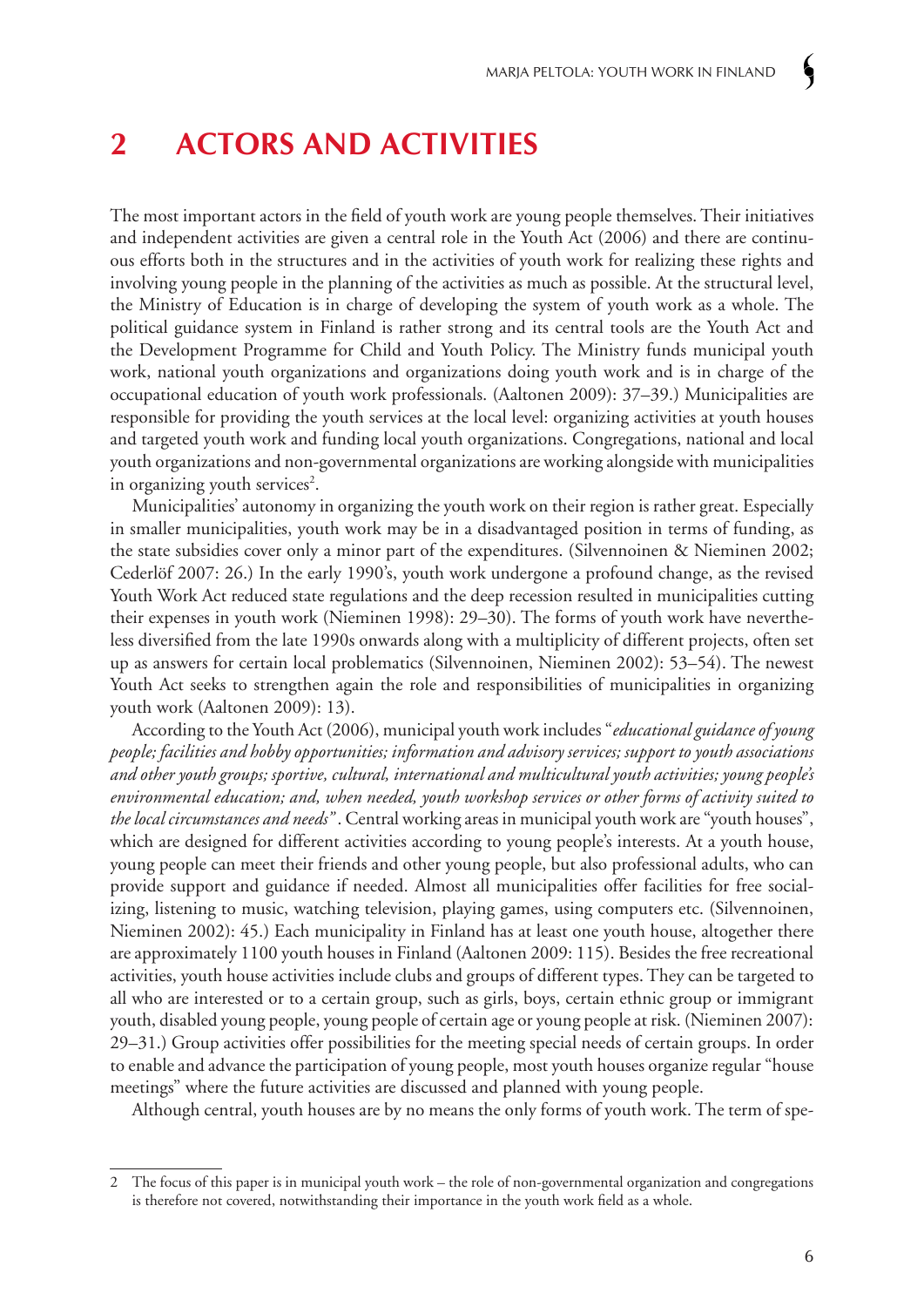# 2 ACTORS AND ACTIVITIES

The most important actors in the field of youth work are young people themselves. Their initiatives and independent activities are given a central role in the Youth Act (2006) and there are continuous efforts both in the structures and in the activities of youth work for realizing these rights and involving young people in the planning of the activities as much as possible. At the structural level, the Ministry of Education is in charge of developing the system of youth work as a whole. The political guidance system in Finland is rather strong and its central tools are the Youth Act and the Development Programme for Child and Youth Policy. The Ministry funds municipal youth work, national youth organizations and organizations doing youth work and is in charge of the occupational education of youth work professionals. (Aaltonen 2009): 37–39.) Municipalities are responsible for providing the youth services at the local level: organizing activities at youth houses and targeted youth work and funding local youth organizations. Congregations, national and local youth organizations and non-governmental organizations are working alongside with municipalities in organizing youth services[2].

Municipalities' autonomy in organizing the youth work on their region is rather great. Especially in smaller municipalities, youth work may be in a disadvantaged position in terms of funding, as the state subsidies cover only a minor part of the expenditures. (Silvennoinen & Nieminen 2002; Cederlöf 2007: 26.) In the early 1990's, youth work undergone a profound change, as the revised Youth Work Act reduced state regulations and the deep recession resulted in municipalities cutting their expenses in youth work (Nieminen 1998): 29–30). The forms of youth work have nevertheless diversified from the late 1990s onwards along with a multiplicity of different projects, often set up as answers for certain local problematics (Silvennoinen, Nieminen 2002): 53–54). The newest Youth Act seeks to strengthen again the role and responsibilities of municipalities in organizing youth work (Aaltonen 2009): 13).

According to the Youth Act (2006), municipal youth work includes "*educational guidance of young people; facilities and hobby opportunities; information and advisory services; support to youth associations and other youth groups; sportive, cultural, international and multicultural youth activities; young people's environmental education; and, when needed, youth workshop services or other forms of activity suited to the local circumstances and needs*". Central working areas in municipal youth work are "youth houses", which are designed for different activities according to young people's interests. At a youth house, young people can meet their friends and other young people, but also professional adults, who can provide support and guidance if needed. Almost all municipalities offer facilities for free socializing, listening to music, watching television, playing games, using computers etc. (Silvennoinen, Nieminen 2002): 45.) Each municipality in Finland has at least one youth house, altogether there are approximately 1100 youth houses in Finland (Aaltonen 2009: 115). Besides the free recreational activities, youth house activities include clubs and groups of different types. They can be targeted to all who are interested or to a certain group, such as girls, boys, certain ethnic group or immigrant youth, disabled young people, young people of certain age or young people at risk. (Nieminen 2007): 29–31.) Group activities offer possibilities for the meeting special needs of certain groups. In order to enable and advance the participation of young people, most youth houses organize regular "house meetings" where the future activities are discussed and planned with young people.

Although central, youth houses are by no means the only forms of youth work. The term of spe-

---

2 The focus of this paper is in municipal youth work – the role of non-governmental organization and congregations is therefore not covered, notwithstanding their importance in the youth work field as a whole.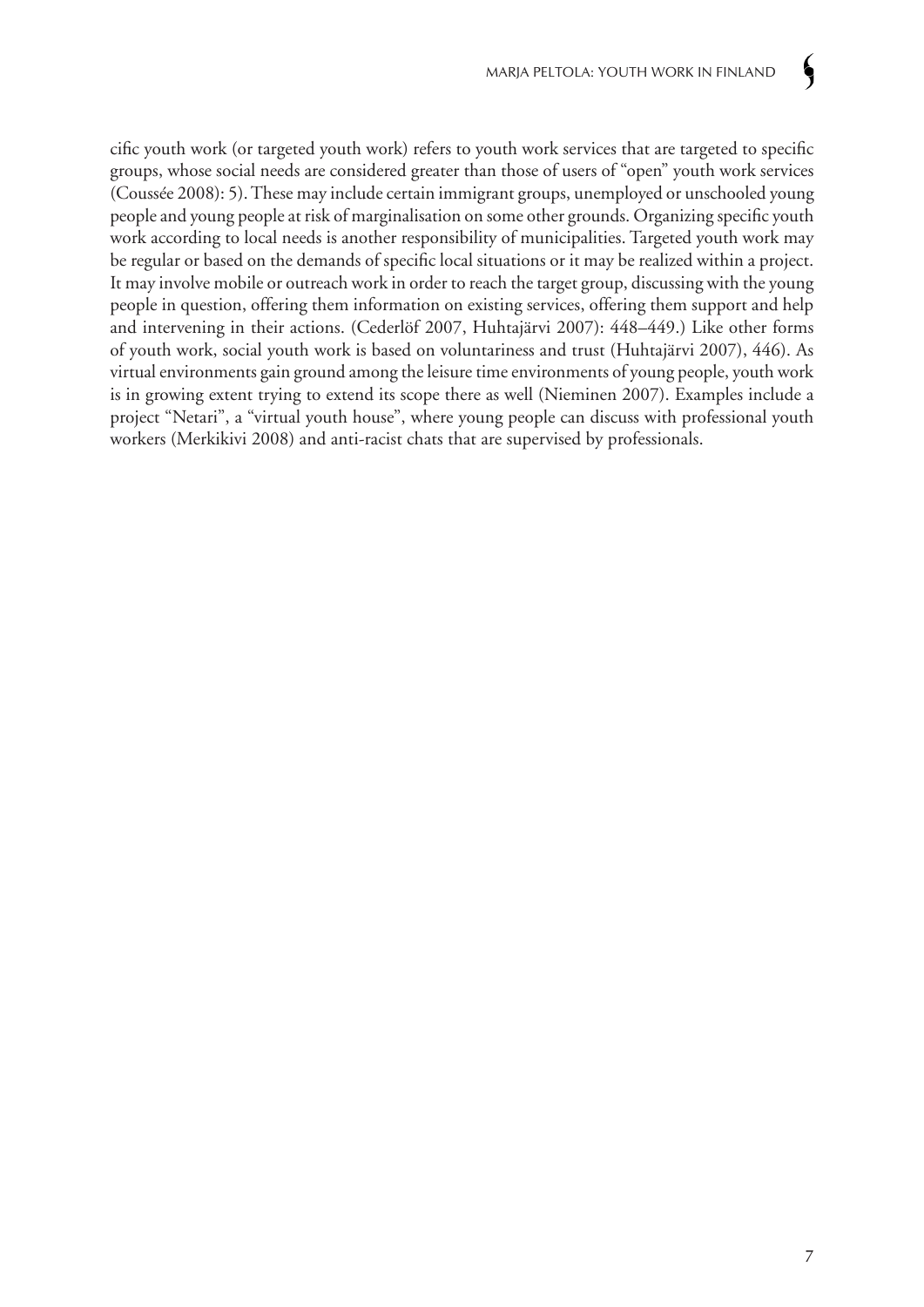cific youth work (or targeted youth work) refers to youth work services that are targeted to specific groups, whose social needs are considered greater than those of users of "open" youth work services (Coussée 2008): 5). These may include certain immigrant groups, unemployed or unschooled young people and young people at risk of marginalisation on some other grounds. Organizing specific youth work according to local needs is another responsibility of municipalities. Targeted youth work may be regular or based on the demands of specific local situations or it may be realized within a project. It may involve mobile or outreach work in order to reach the target group, discussing with the young people in question, offering them information on existing services, offering them support and help and intervening in their actions. (Cederlöf 2007, Huhtajärvi 2007): 448–449.) Like other forms of youth work, social youth work is based on voluntariness and trust (Huhtajärvi 2007), 446). As virtual environments gain ground among the leisure time environments of young people, youth work is in growing extent trying to extend its scope there as well (Nieminen 2007). Examples include a project "Netari", a "virtual youth house", where young people can discuss with professional youth workers (Merkikivi 2008) and anti-racist chats that are supervised by professionals.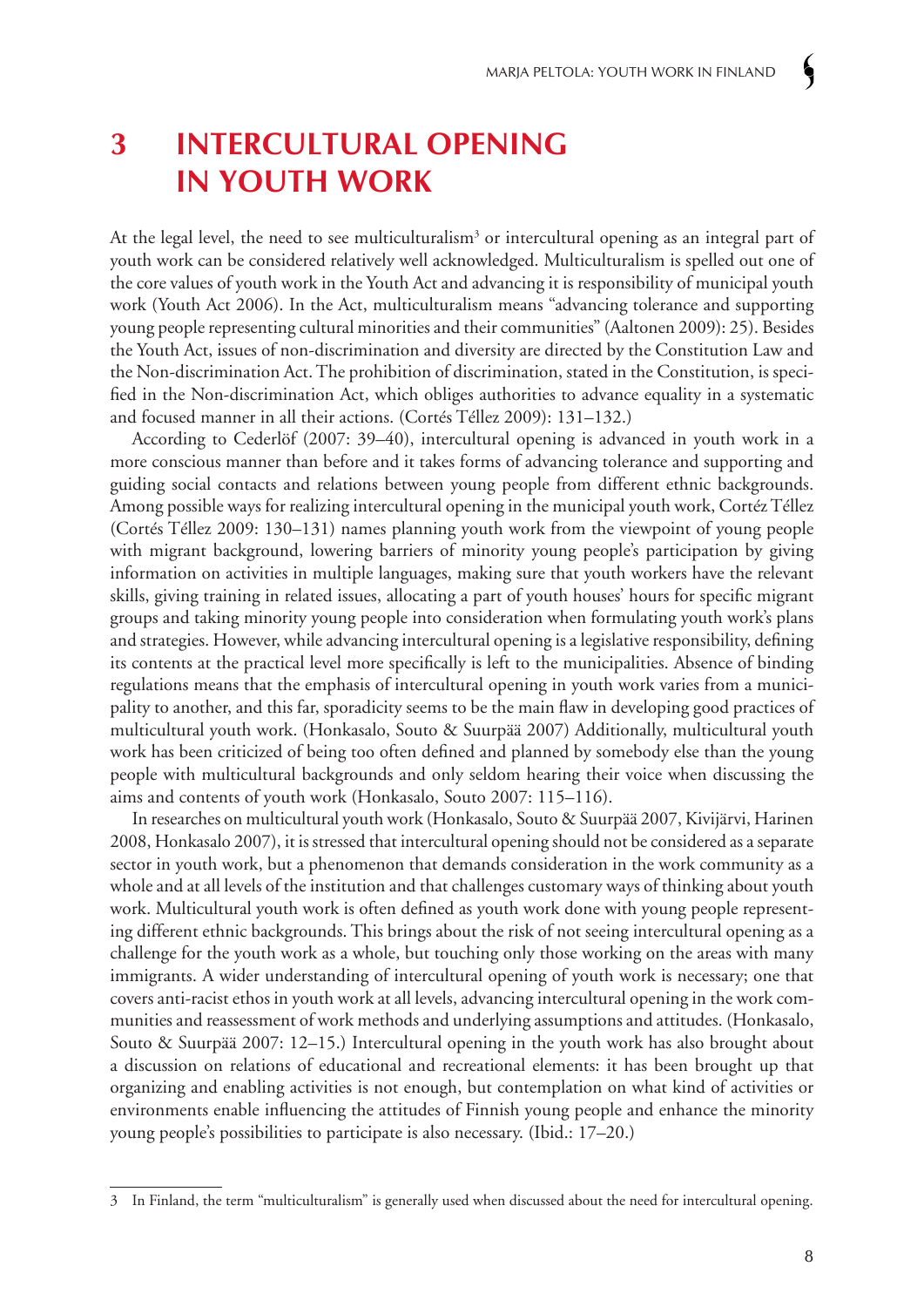# 3 INTERCULTURAL OPENING IN YOUTH WORK

At the legal level, the need to see multiculturalism[3] or intercultural opening as an integral part of youth work can be considered relatively well acknowledged. Multiculturalism is spelled out one of the core values of youth work in the Youth Act and advancing it is responsibility of municipal youth work (Youth Act 2006). In the Act, multiculturalism means "advancing tolerance and supporting young people representing cultural minorities and their communities" (Aaltonen 2009): 25). Besides the Youth Act, issues of non-discrimination and diversity are directed by the Constitution Law and the Non-discrimination Act. The prohibition of discrimination, stated in the Constitution, is specified in the Non-discrimination Act, which obliges authorities to advance equality in a systematic and focused manner in all their actions. (Cortés Téllez 2009): 131–132.)

According to Cederlöf (2007: 39–40), intercultural opening is advanced in youth work in a more conscious manner than before and it takes forms of advancing tolerance and supporting and guiding social contacts and relations between young people from different ethnic backgrounds. Among possible ways for realizing intercultural opening in the municipal youth work, Cortéz Téllez (Cortés Téllez 2009: 130–131) names planning youth work from the viewpoint of young people with migrant background, lowering barriers of minority young people's participation by giving information on activities in multiple languages, making sure that youth workers have the relevant skills, giving training in related issues, allocating a part of youth houses' hours for specific migrant groups and taking minority young people into consideration when formulating youth work's plans and strategies. However, while advancing intercultural opening is a legislative responsibility, defining its contents at the practical level more specifically is left to the municipalities. Absence of binding regulations means that the emphasis of intercultural opening in youth work varies from a municipality to another, and this far, sporadicity seems to be the main flaw in developing good practices of multicultural youth work. (Honkasalo, Souto & Suurpää 2007) Additionally, multicultural youth work has been criticized of being too often defined and planned by somebody else than the young people with multicultural backgrounds and only seldom hearing their voice when discussing the aims and contents of youth work (Honkasalo, Souto 2007: 115–116).

In researches on multicultural youth work (Honkasalo, Souto & Suurpää 2007, Kivijärvi, Harinen 2008, Honkasalo 2007), it is stressed that intercultural opening should not be considered as a separate sector in youth work, but a phenomenon that demands consideration in the work community as a whole and at all levels of the institution and that challenges customary ways of thinking about youth work. Multicultural youth work is often defined as youth work done with young people representing different ethnic backgrounds. This brings about the risk of not seeing intercultural opening as a challenge for the youth work as a whole, but touching only those working on the areas with many immigrants. A wider understanding of intercultural opening of youth work is necessary; one that covers anti-racist ethos in youth work at all levels, advancing intercultural opening in the work communities and reassessment of work methods and underlying assumptions and attitudes. (Honkasalo, Souto & Suurpää 2007: 12–15.) Intercultural opening in the youth work has also brought about a discussion on relations of educational and recreational elements: it has been brought up that organizing and enabling activities is not enough, but contemplation on what kind of activities or environments enable influencing the attitudes of Finnish young people and enhance the minority young people's possibilities to participate is also necessary. (Ibid.: 17–20.)

---

3 In Finland, the term "multiculturalism" is generally used when discussed about the need for intercultural opening.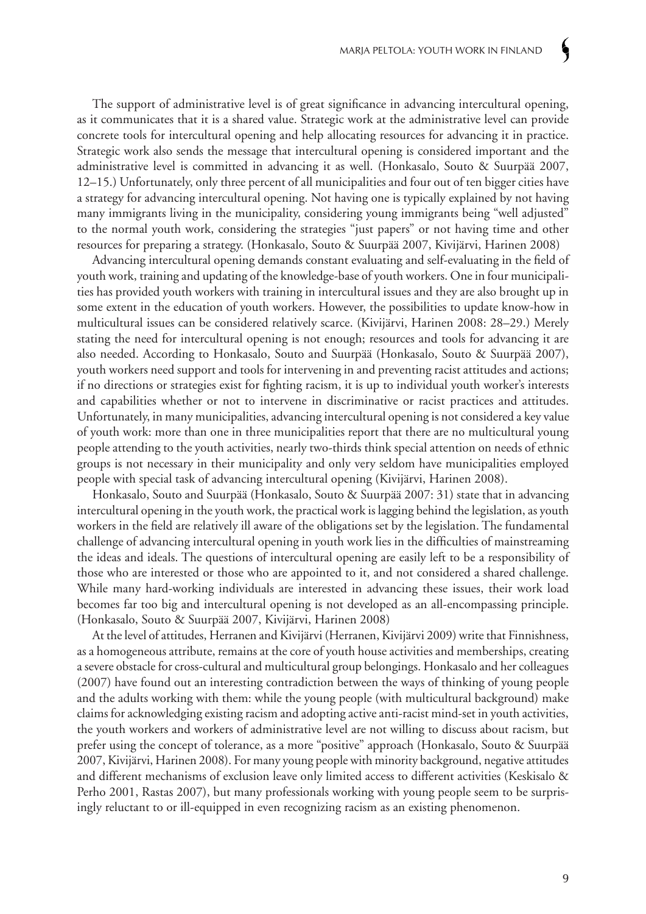The support of administrative level is of great significance in advancing intercultural opening, as it communicates that it is a shared value. Strategic work at the administrative level can provide concrete tools for intercultural opening and help allocating resources for advancing it in practice. Strategic work also sends the message that intercultural opening is considered important and the administrative level is committed in advancing it as well. (Honkasalo, Souto & Suurpää 2007, 12–15.) Unfortunately, only three percent of all municipalities and four out of ten bigger cities have a strategy for advancing intercultural opening. Not having one is typically explained by not having many immigrants living in the municipality, considering young immigrants being "well adjusted" to the normal youth work, considering the strategies "just papers" or not having time and other resources for preparing a strategy. (Honkasalo, Souto & Suurpää 2007, Kivijärvi, Harinen 2008)

Advancing intercultural opening demands constant evaluating and self-evaluating in the field of youth work, training and updating of the knowledge-base of youth workers. One in four municipalities has provided youth workers with training in intercultural issues and they are also brought up in some extent in the education of youth workers. However, the possibilities to update know-how in multicultural issues can be considered relatively scarce. (Kivijärvi, Harinen 2008: 28–29.) Merely stating the need for intercultural opening is not enough; resources and tools for advancing it are also needed. According to Honkasalo, Souto and Suurpää (Honkasalo, Souto & Suurpää 2007), youth workers need support and tools for intervening in and preventing racist attitudes and actions; if no directions or strategies exist for fighting racism, it is up to individual youth worker's interests and capabilities whether or not to intervene in discriminative or racist practices and attitudes. Unfortunately, in many municipalities, advancing intercultural opening is not considered a key value of youth work: more than one in three municipalities report that there are no multicultural young people attending to the youth activities, nearly two-thirds think special attention on needs of ethnic groups is not necessary in their municipality and only very seldom have municipalities employed people with special task of advancing intercultural opening (Kivijärvi, Harinen 2008).

Honkasalo, Souto and Suurpää (Honkasalo, Souto & Suurpää 2007: 31) state that in advancing intercultural opening in the youth work, the practical work is lagging behind the legislation, as youth workers in the field are relatively ill aware of the obligations set by the legislation. The fundamental challenge of advancing intercultural opening in youth work lies in the difficulties of mainstreaming the ideas and ideals. The questions of intercultural opening are easily left to be a responsibility of those who are interested or those who are appointed to it, and not considered a shared challenge. While many hard-working individuals are interested in advancing these issues, their work load becomes far too big and intercultural opening is not developed as an all-encompassing principle. (Honkasalo, Souto & Suurpää 2007, Kivijärvi, Harinen 2008)

At the level of attitudes, Herranen and Kivijärvi (Herranen, Kivijärvi 2009) write that Finnishness, as a homogeneous attribute, remains at the core of youth house activities and memberships, creating a severe obstacle for cross-cultural and multicultural group belongings. Honkasalo and her colleagues (2007) have found out an interesting contradiction between the ways of thinking of young people and the adults working with them: while the young people (with multicultural background) make claims for acknowledging existing racism and adopting active anti-racist mind-set in youth activities, the youth workers and workers of administrative level are not willing to discuss about racism, but prefer using the concept of tolerance, as a more "positive" approach (Honkasalo, Souto & Suurpää 2007, Kivijärvi, Harinen 2008). For many young people with minority background, negative attitudes and different mechanisms of exclusion leave only limited access to different activities (Keskisalo & Perho 2001, Rastas 2007), but many professionals working with young people seem to be surprisingly reluctant to or ill-equipped in even recognizing racism as an existing phenomenon.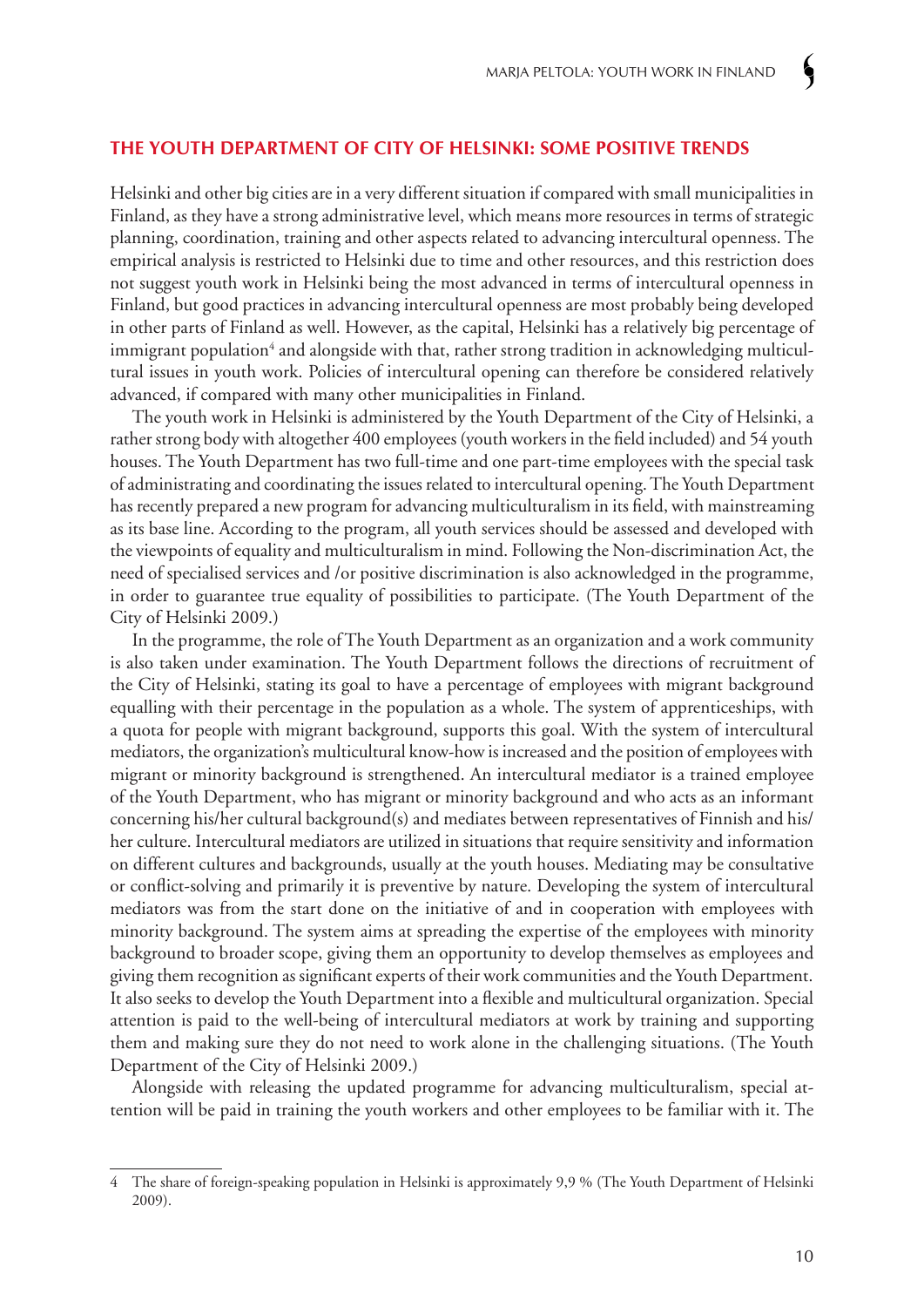## THE YOUTH DEPARTMENT OF CITY OF HELSINKI: SOME POSITIVE TRENDS

Helsinki and other big cities are in a very different situation if compared with small municipalities in Finland, as they have a strong administrative level, which means more resources in terms of strategic planning, coordination, training and other aspects related to advancing intercultural openness. The empirical analysis is restricted to Helsinki due to time and other resources, and this restriction does not suggest youth work in Helsinki being the most advanced in terms of intercultural openness in Finland, but good practices in advancing intercultural openness are most probably being developed in other parts of Finland as well. However, as the capital, Helsinki has a relatively big percentage of immigrant population[4] and alongside with that, rather strong tradition in acknowledging multicultural issues in youth work. Policies of intercultural opening can therefore be considered relatively advanced, if compared with many other municipalities in Finland.

The youth work in Helsinki is administered by the Youth Department of the City of Helsinki, a rather strong body with altogether 400 employees (youth workers in the field included) and 54 youth houses. The Youth Department has two full-time and one part-time employees with the special task of administrating and coordinating the issues related to intercultural opening. The Youth Department has recently prepared a new program for advancing multiculturalism in its field, with mainstreaming as its base line. According to the program, all youth services should be assessed and developed with the viewpoints of equality and multiculturalism in mind. Following the Non-discrimination Act, the need of specialised services and /or positive discrimination is also acknowledged in the programme, in order to guarantee true equality of possibilities to participate. (The Youth Department of the City of Helsinki 2009.)

In the programme, the role of The Youth Department as an organization and a work community is also taken under examination. The Youth Department follows the directions of recruitment of the City of Helsinki, stating its goal to have a percentage of employees with migrant background equalling with their percentage in the population as a whole. The system of apprenticeships, with a quota for people with migrant background, supports this goal. With the system of intercultural mediators, the organization's multicultural know-how is increased and the position of employees with migrant or minority background is strengthened. An intercultural mediator is a trained employee of the Youth Department, who has migrant or minority background and who acts as an informant concerning his/her cultural background(s) and mediates between representatives of Finnish and his/her culture. Intercultural mediators are utilized in situations that require sensitivity and information on different cultures and backgrounds, usually at the youth houses. Mediating may be consultative or conflict-solving and primarily it is preventive by nature. Developing the system of intercultural mediators was from the start done on the initiative of and in cooperation with employees with minority background. The system aims at spreading the expertise of the employees with minority background to broader scope, giving them an opportunity to develop themselves as employees and giving them recognition as significant experts of their work communities and the Youth Department. It also seeks to develop the Youth Department into a flexible and multicultural organization. Special attention is paid to the well-being of intercultural mediators at work by training and supporting them and making sure they do not need to work alone in the challenging situations. (The Youth Department of the City of Helsinki 2009.)

Alongside with releasing the updated programme for advancing multiculturalism, special attention will be paid in training the youth workers and other employees to be familiar with it. The

---

4 The share of foreign-speaking population in Helsinki is approximately 9,9 % (The Youth Department of Helsinki 2009).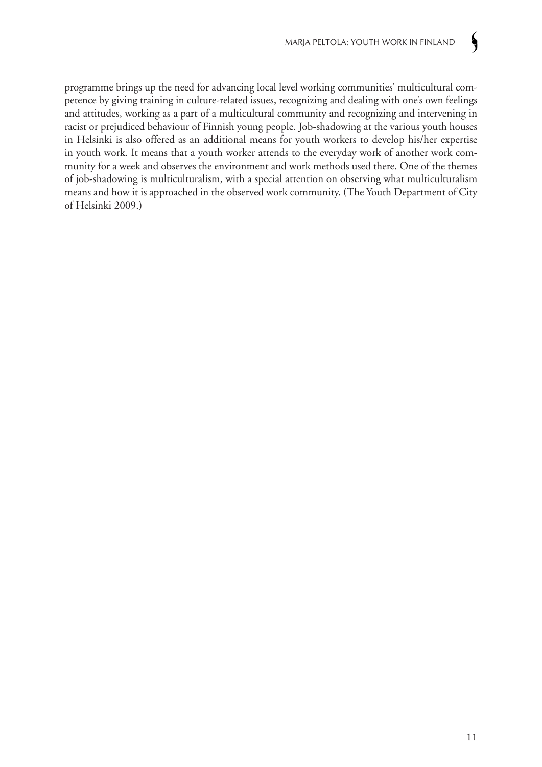programme brings up the need for advancing local level working communities' multicultural competence by giving training in culture-related issues, recognizing and dealing with one's own feelings and attitudes, working as a part of a multicultural community and recognizing and intervening in racist or prejudiced behaviour of Finnish young people. Job-shadowing at the various youth houses in Helsinki is also offered as an additional means for youth workers to develop his/her expertise in youth work. It means that a youth worker attends to the everyday work of another work community for a week and observes the environment and work methods used there. One of the themes of job-shadowing is multiculturalism, with a special attention on observing what multiculturalism means and how it is approached in the observed work community. (The Youth Department of City of Helsinki 2009.)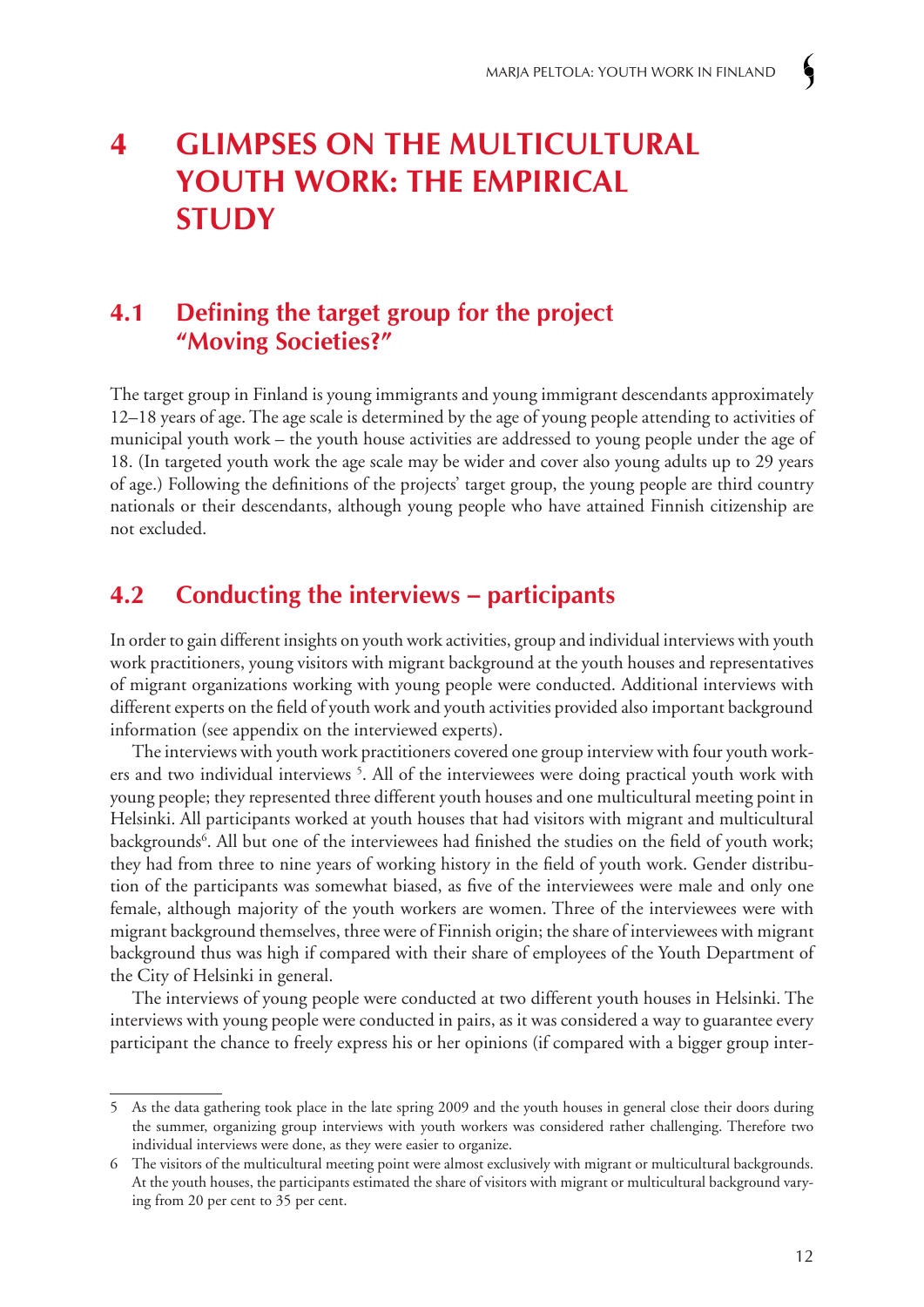# 4 GLIMPSES ON THE MULTICULTURAL YOUTH WORK: THE EMPIRICAL STUDY

## 4.1 Defining the target group for the project "Moving Societies?"

The target group in Finland is young immigrants and young immigrant descendants approximately 12–18 years of age. The age scale is determined by the age of young people attending to activities of municipal youth work – the youth house activities are addressed to young people under the age of 18. (In targeted youth work the age scale may be wider and cover also young adults up to 29 years of age.) Following the definitions of the projects' target group, the young people are third country nationals or their descendants, although young people who have attained Finnish citizenship are not excluded.

## 4.2 Conducting the interviews – participants

In order to gain different insights on youth work activities, group and individual interviews with youth work practitioners, young visitors with migrant background at the youth houses and representatives of migrant organizations working with young people were conducted. Additional interviews with different experts on the field of youth work and youth activities provided also important background information (see appendix on the interviewed experts).

The interviews with youth work practitioners covered one group interview with four youth workers and two individual interviews [5]. All of the interviewees were doing practical youth work with young people; they represented three different youth houses and one multicultural meeting point in Helsinki. All participants worked at youth houses that had visitors with migrant and multicultural backgrounds[6]. All but one of the interviewees had finished the studies on the field of youth work; they had from three to nine years of working history in the field of youth work. Gender distribution of the participants was somewhat biased, as five of the interviewees were male and only one female, although majority of the youth workers are women. Three of the interviewees were with migrant background themselves, three were of Finnish origin; the share of interviewees with migrant background thus was high if compared with their share of employees of the Youth Department of the City of Helsinki in general.

The interviews of young people were conducted at two different youth houses in Helsinki. The interviews with young people were conducted in pairs, as it was considered a way to guarantee every participant the chance to freely express his or her opinions (if compared with a bigger group inter-

---

5 As the data gathering took place in the late spring 2009 and the youth houses in general close their doors during the summer, organizing group interviews with youth workers was considered rather challenging. Therefore two individual interviews were done, as they were easier to organize.

6 The visitors of the multicultural meeting point were almost exclusively with migrant or multicultural backgrounds. At the youth houses, the participants estimated the share of visitors with migrant or multicultural background varying from 20 per cent to 35 per cent.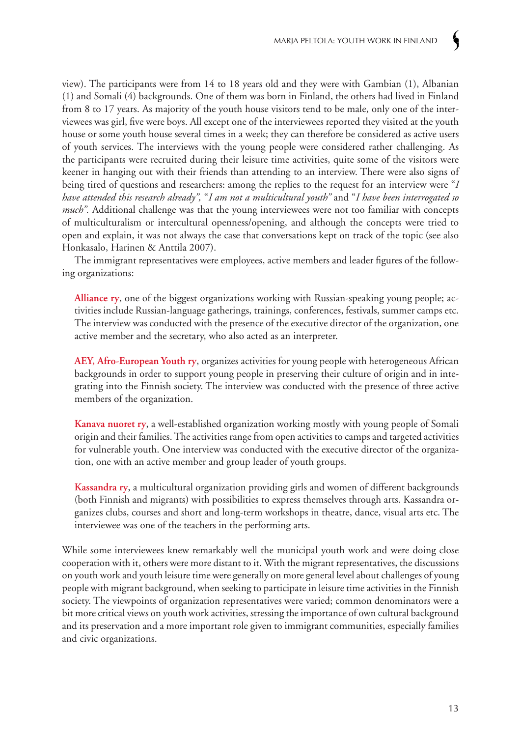view). The participants were from 14 to 18 years old and they were with Gambian (1), Albanian (1) and Somali (4) backgrounds. One of them was born in Finland, the others had lived in Finland from 8 to 17 years. As majority of the youth house visitors tend to be male, only one of the interviewees was girl, five were boys. All except one of the interviewees reported they visited at the youth house or some youth house several times in a week; they can therefore be considered as active users of youth services. The interviews with the young people were considered rather challenging. As the participants were recruited during their leisure time activities, quite some of the visitors were keener in hanging out with their friends than attending to an interview. There were also signs of being tired of questions and researchers: among the replies to the request for an interview were "*I have attended this research already",* "*I am not a multicultural youth"* and "*I have been interrogated so much".* Additional challenge was that the young interviewees were not too familiar with concepts of multiculturalism or intercultural openness/opening, and although the concepts were tried to open and explain, it was not always the case that conversations kept on track of the topic (see also Honkasalo, Harinen & Anttila 2007).

The immigrant representatives were employees, active members and leader figures of the following organizations:

> **Alliance ry**, one of the biggest organizations working with Russian-speaking young people; activities include Russian-language gatherings, trainings, conferences, festivals, summer camps etc. The interview was conducted with the presence of the executive director of the organization, one active member and the secretary, who also acted as an interpreter.
>
> **AEY, Afro-European Youth ry**, organizes activities for young people with heterogeneous African backgrounds in order to support young people in preserving their culture of origin and in integrating into the Finnish society. The interview was conducted with the presence of three active members of the organization.
>
> **Kanava nuoret ry**, a well-established organization working mostly with young people of Somali origin and their families. The activities range from open activities to camps and targeted activities for vulnerable youth. One interview was conducted with the executive director of the organization, one with an active member and group leader of youth groups.
>
> **Kassandra ry**, a multicultural organization providing girls and women of different backgrounds (both Finnish and migrants) with possibilities to express themselves through arts. Kassandra organizes clubs, courses and short and long-term workshops in theatre, dance, visual arts etc. The interviewee was one of the teachers in the performing arts.

While some interviewees knew remarkably well the municipal youth work and were doing close cooperation with it, others were more distant to it. With the migrant representatives, the discussions on youth work and youth leisure time were generally on more general level about challenges of young people with migrant background, when seeking to participate in leisure time activities in the Finnish society. The viewpoints of organization representatives were varied; common denominators were a bit more critical views on youth work activities, stressing the importance of own cultural background and its preservation and a more important role given to immigrant communities, especially families and civic organizations.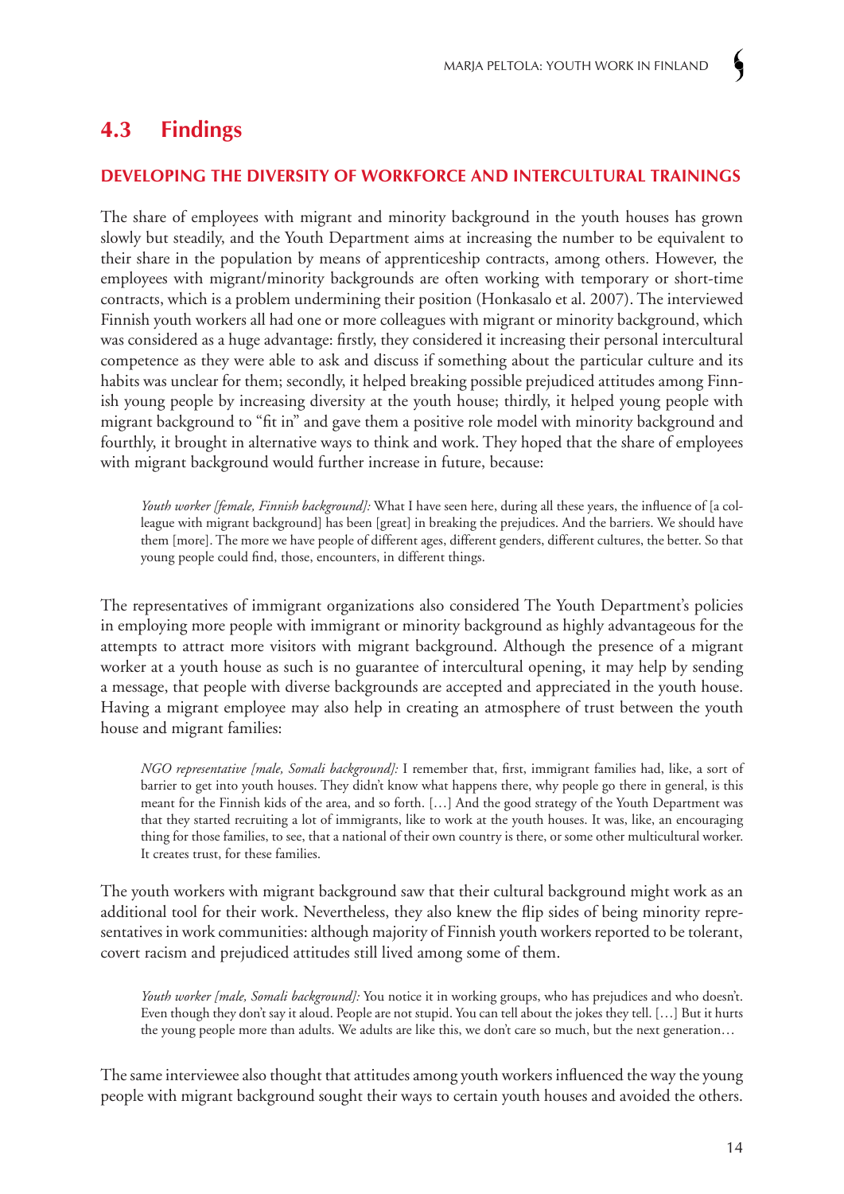## 4.3 Findings

### DEVELOPING THE DIVERSITY OF WORKFORCE AND INTERCULTURAL TRAININGS

The share of employees with migrant and minority background in the youth houses has grown slowly but steadily, and the Youth Department aims at increasing the number to be equivalent to their share in the population by means of apprenticeship contracts, among others. However, the employees with migrant/minority backgrounds are often working with temporary or short-time contracts, which is a problem undermining their position (Honkasalo et al. 2007). The interviewed Finnish youth workers all had one or more colleagues with migrant or minority background, which was considered as a huge advantage: firstly, they considered it increasing their personal intercultural competence as they were able to ask and discuss if something about the particular culture and its habits was unclear for them; secondly, it helped breaking possible prejudiced attitudes among Finnish young people by increasing diversity at the youth house; thirdly, it helped young people with migrant background to "fit in" and gave them a positive role model with minority background and fourthly, it brought in alternative ways to think and work. They hoped that the share of employees with migrant background would further increase in future, because:

> *Youth worker [female, Finnish background]:* What I have seen here, during all these years, the influence of [a colleague with migrant background] has been [great] in breaking the prejudices. And the barriers. We should have them [more]. The more we have people of different ages, different genders, different cultures, the better. So that young people could find, those, encounters, in different things.

The representatives of immigrant organizations also considered The Youth Department's policies in employing more people with immigrant or minority background as highly advantageous for the attempts to attract more visitors with migrant background. Although the presence of a migrant worker at a youth house as such is no guarantee of intercultural opening, it may help by sending a message, that people with diverse backgrounds are accepted and appreciated in the youth house. Having a migrant employee may also help in creating an atmosphere of trust between the youth house and migrant families:

> *NGO representative [male, Somali background]:* I remember that, first, immigrant families had, like, a sort of barrier to get into youth houses. They didn't know what happens there, why people go there in general, is this meant for the Finnish kids of the area, and so forth. […] And the good strategy of the Youth Department was that they started recruiting a lot of immigrants, like to work at the youth houses. It was, like, an encouraging thing for those families, to see, that a national of their own country is there, or some other multicultural worker. It creates trust, for these families.

The youth workers with migrant background saw that their cultural background might work as an additional tool for their work. Nevertheless, they also knew the flip sides of being minority representatives in work communities: although majority of Finnish youth workers reported to be tolerant, covert racism and prejudiced attitudes still lived among some of them.

> *Youth worker [male, Somali background]:* You notice it in working groups, who has prejudices and who doesn't. Even though they don't say it aloud. People are not stupid. You can tell about the jokes they tell. […] But it hurts the young people more than adults. We adults are like this, we don't care so much, but the next generation…

The same interviewee also thought that attitudes among youth workers influenced the way the young people with migrant background sought their ways to certain youth houses and avoided the others.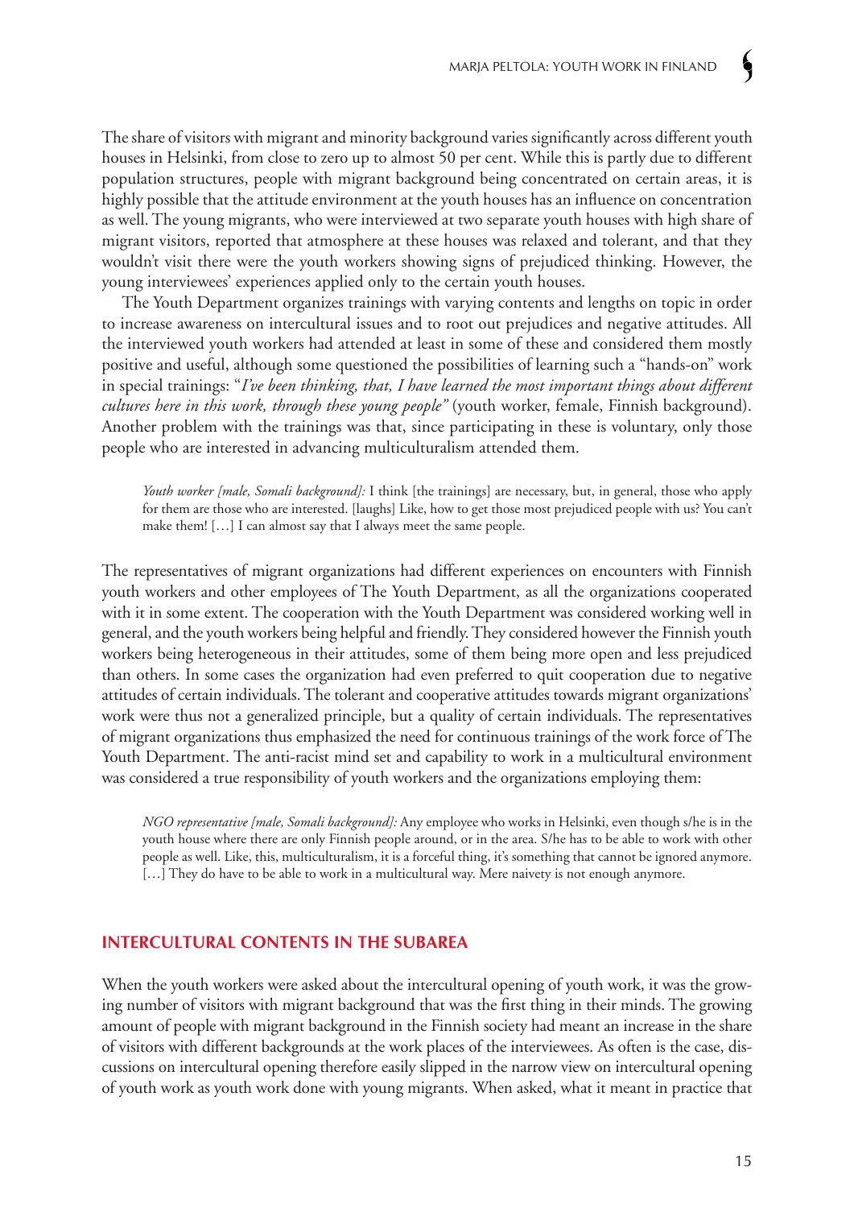The share of visitors with migrant and minority background varies significantly across different youth houses in Helsinki, from close to zero up to almost 50 per cent. While this is partly due to different population structures, people with migrant background being concentrated on certain areas, it is highly possible that the attitude environment at the youth houses has an influence on concentration as well. The young migrants, who were interviewed at two separate youth houses with high share of migrant visitors, reported that atmosphere at these houses was relaxed and tolerant, and that they wouldn't visit there were the youth workers showing signs of prejudiced thinking. However, the young interviewees' experiences applied only to the certain youth houses.

The Youth Department organizes trainings with varying contents and lengths on topic in order to increase awareness on intercultural issues and to root out prejudices and negative attitudes. All the interviewed youth workers had attended at least in some of these and considered them mostly positive and useful, although some questioned the possibilities of learning such a "hands-on" work in special trainings: "*I've been thinking, that, I have learned the most important things about different cultures here in this work, through these young people"* (youth worker, female, Finnish background). Another problem with the trainings was that, since participating in these is voluntary, only those people who are interested in advancing multiculturalism attended them.

> *Youth worker [male, Somali background]:* I think [the trainings] are necessary, but, in general, those who apply for them are those who are interested. [laughs] Like, how to get those most prejudiced people with us? You can't make them! […] I can almost say that I always meet the same people.

The representatives of migrant organizations had different experiences on encounters with Finnish youth workers and other employees of The Youth Department, as all the organizations cooperated with it in some extent. The cooperation with the Youth Department was considered working well in general, and the youth workers being helpful and friendly. They considered however the Finnish youth workers being heterogeneous in their attitudes, some of them being more open and less prejudiced than others. In some cases the organization had even preferred to quit cooperation due to negative attitudes of certain individuals. The tolerant and cooperative attitudes towards migrant organizations' work were thus not a generalized principle, but a quality of certain individuals. The representatives of migrant organizations thus emphasized the need for continuous trainings of the work force of The Youth Department. The anti-racist mind set and capability to work in a multicultural environment was considered a true responsibility of youth workers and the organizations employing them:

> *NGO representative [male, Somali background]:* Any employee who works in Helsinki, even though s/he is in the youth house where there are only Finnish people around, or in the area. S/he has to be able to work with other people as well. Like, this, multiculturalism, it is a forceful thing, it's something that cannot be ignored anymore. […] They do have to be able to work in a multicultural way. Mere naivety is not enough anymore.

## INTERCULTURAL CONTENTS IN THE SUBAREA

When the youth workers were asked about the intercultural opening of youth work, it was the growing number of visitors with migrant background that was the first thing in their minds. The growing amount of people with migrant background in the Finnish society had meant an increase in the share of visitors with different backgrounds at the work places of the interviewees. As often is the case, discussions on intercultural opening therefore easily slipped in the narrow view on intercultural opening of youth work as youth work done with young migrants. When asked, what it meant in practice that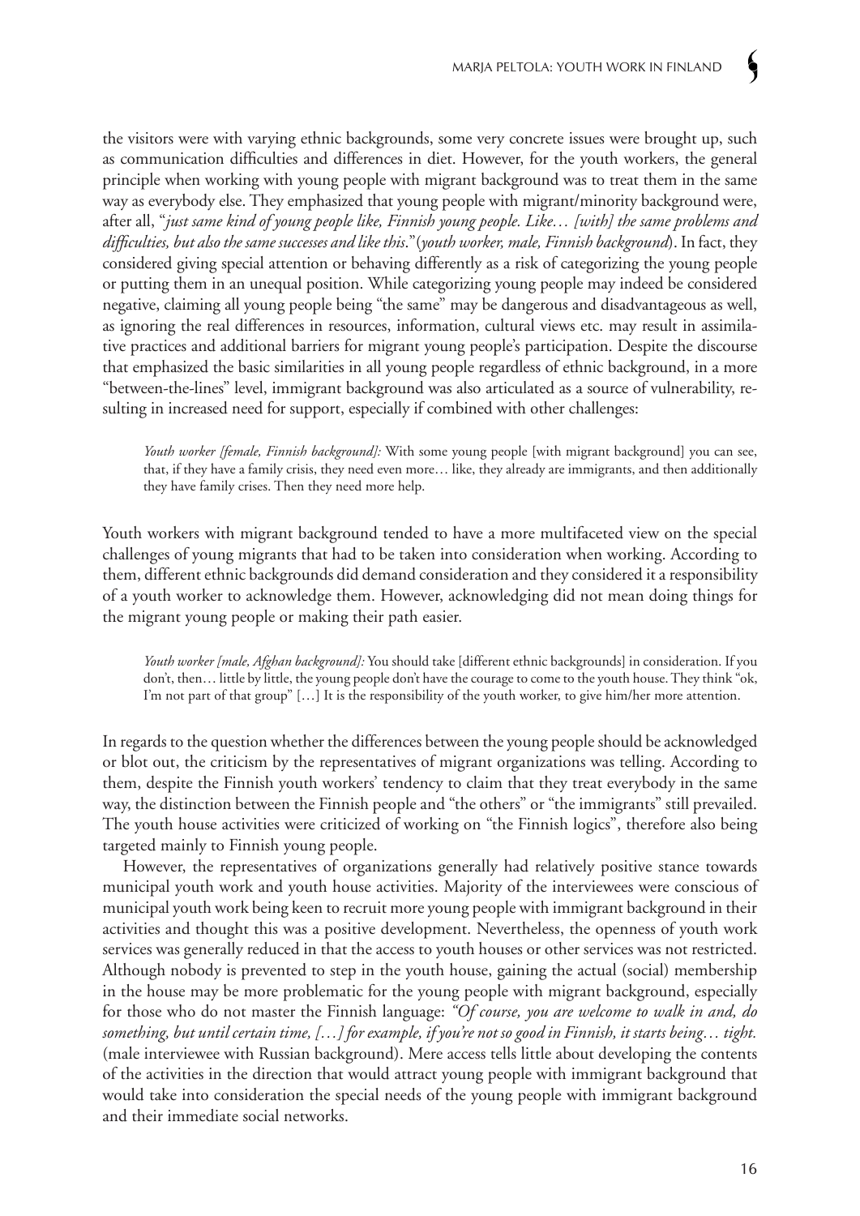the visitors were with varying ethnic backgrounds, some very concrete issues were brought up, such as communication difficulties and differences in diet. However, for the youth workers, the general principle when working with young people with migrant background was to treat them in the same way as everybody else. They emphasized that young people with migrant/minority background were, after all, "*just same kind of young people like, Finnish young people. Like… [with] the same problems and difficulties, but also the same successes and like this*."(*youth worker, male, Finnish background*). In fact, they considered giving special attention or behaving differently as a risk of categorizing the young people or putting them in an unequal position. While categorizing young people may indeed be considered negative, claiming all young people being "the same" may be dangerous and disadvantageous as well, as ignoring the real differences in resources, information, cultural views etc. may result in assimilative practices and additional barriers for migrant young people's participation. Despite the discourse that emphasized the basic similarities in all young people regardless of ethnic background, in a more "between-the-lines" level, immigrant background was also articulated as a source of vulnerability, resulting in increased need for support, especially if combined with other challenges:

> *Youth worker [female, Finnish background]:* With some young people [with migrant background] you can see, that, if they have a family crisis, they need even more… like, they already are immigrants, and then additionally they have family crises. Then they need more help.

Youth workers with migrant background tended to have a more multifaceted view on the special challenges of young migrants that had to be taken into consideration when working. According to them, different ethnic backgrounds did demand consideration and they considered it a responsibility of a youth worker to acknowledge them. However, acknowledging did not mean doing things for the migrant young people or making their path easier.

> *Youth worker [male, Afghan background]:* You should take [different ethnic backgrounds] in consideration. If you don't, then… little by little, the young people don't have the courage to come to the youth house. They think "ok, I'm not part of that group" […] It is the responsibility of the youth worker, to give him/her more attention.

In regards to the question whether the differences between the young people should be acknowledged or blot out, the criticism by the representatives of migrant organizations was telling. According to them, despite the Finnish youth workers' tendency to claim that they treat everybody in the same way, the distinction between the Finnish people and "the others" or "the immigrants" still prevailed. The youth house activities were criticized of working on "the Finnish logics", therefore also being targeted mainly to Finnish young people.

However, the representatives of organizations generally had relatively positive stance towards municipal youth work and youth house activities. Majority of the interviewees were conscious of municipal youth work being keen to recruit more young people with immigrant background in their activities and thought this was a positive development. Nevertheless, the openness of youth work services was generally reduced in that the access to youth houses or other services was not restricted. Although nobody is prevented to step in the youth house, gaining the actual (social) membership in the house may be more problematic for the young people with migrant background, especially for those who do not master the Finnish language: *"Of course, you are welcome to walk in and, do something, but until certain time, […] for example, if you're not so good in Finnish, it starts being… tight.* (male interviewee with Russian background). Mere access tells little about developing the contents of the activities in the direction that would attract young people with immigrant background that would take into consideration the special needs of the young people with immigrant background and their immediate social networks.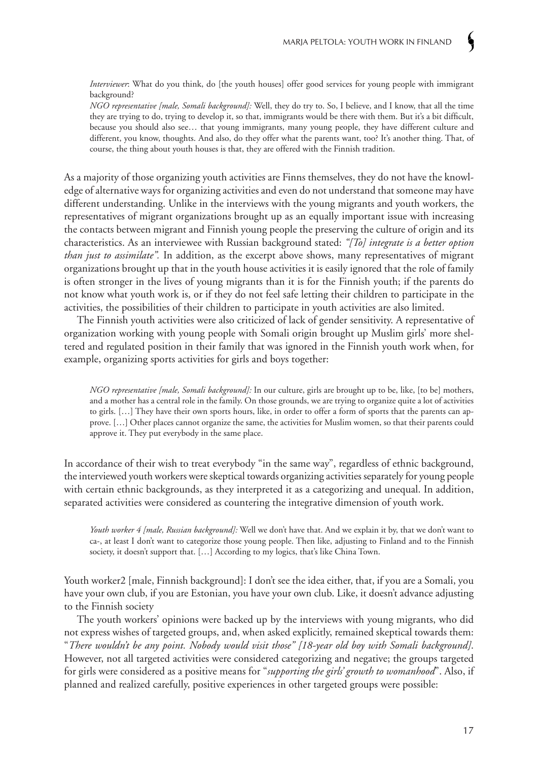*Interviewer*: What do you think, do [the youth houses] offer good services for young people with immigrant background?

*NGO representative [male, Somali background]:* Well, they do try to. So, I believe, and I know, that all the time they are trying to do, trying to develop it, so that, immigrants would be there with them. But it's a bit difficult, because you should also see… that young immigrants, many young people, they have different culture and different, you know, thoughts. And also, do they offer what the parents want, too? It's another thing. That, of course, the thing about youth houses is that, they are offered with the Finnish tradition.

As a majority of those organizing youth activities are Finns themselves, they do not have the knowledge of alternative ways for organizing activities and even do not understand that someone may have different understanding. Unlike in the interviews with the young migrants and youth workers, the representatives of migrant organizations brought up as an equally important issue with increasing the contacts between migrant and Finnish young people the preserving the culture of origin and its characteristics. As an interviewee with Russian background stated: *"[To] integrate is a better option than just to assimilate".* In addition, as the excerpt above shows, many representatives of migrant organizations brought up that in the youth house activities it is easily ignored that the role of family is often stronger in the lives of young migrants than it is for the Finnish youth; if the parents do not know what youth work is, or if they do not feel safe letting their children to participate in the activities, the possibilities of their children to participate in youth activities are also limited.

The Finnish youth activities were also criticized of lack of gender sensitivity. A representative of organization working with young people with Somali origin brought up Muslim girls' more sheltered and regulated position in their family that was ignored in the Finnish youth work when, for example, organizing sports activities for girls and boys together:

*NGO representative [male, Somali background]:* In our culture, girls are brought up to be, like, [to be] mothers, and a mother has a central role in the family. On those grounds, we are trying to organize quite a lot of activities to girls. […] They have their own sports hours, like, in order to offer a form of sports that the parents can approve. […] Other places cannot organize the same, the activities for Muslim women, so that their parents could approve it. They put everybody in the same place.

In accordance of their wish to treat everybody "in the same way", regardless of ethnic background, the interviewed youth workers were skeptical towards organizing activities separately for young people with certain ethnic backgrounds, as they interpreted it as a categorizing and unequal. In addition, separated activities were considered as countering the integrative dimension of youth work.

*Youth worker 4 [male, Russian background]:* Well we don't have that. And we explain it by, that we don't want to ca-, at least I don't want to categorize those young people. Then like, adjusting to Finland and to the Finnish society, it doesn't support that. […] According to my logics, that's like China Town.

Youth worker2 [male, Finnish background]: I don't see the idea either, that, if you are a Somali, you have your own club, if you are Estonian, you have your own club. Like, it doesn't advance adjusting to the Finnish society

The youth workers' opinions were backed up by the interviews with young migrants, who did not express wishes of targeted groups, and, when asked explicitly, remained skeptical towards them: "*There wouldn't be any point. Nobody would visit those" [18-year old boy with Somali background]*. However, not all targeted activities were considered categorizing and negative; the groups targeted for girls were considered as a positive means for "*supporting the girls' growth to womanhood*". Also, if planned and realized carefully, positive experiences in other targeted groups were possible: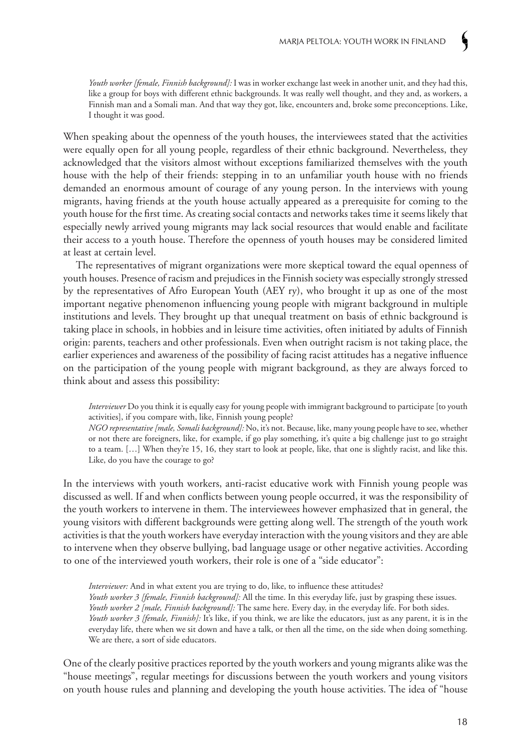*Youth worker [female, Finnish background]:* I was in worker exchange last week in another unit, and they had this, like a group for boys with different ethnic backgrounds. It was really well thought, and they and, as workers, a Finnish man and a Somali man. And that way they got, like, encounters and, broke some preconceptions. Like, I thought it was good.

When speaking about the openness of the youth houses, the interviewees stated that the activities were equally open for all young people, regardless of their ethnic background. Nevertheless, they acknowledged that the visitors almost without exceptions familiarized themselves with the youth house with the help of their friends: stepping in to an unfamiliar youth house with no friends demanded an enormous amount of courage of any young person. In the interviews with young migrants, having friends at the youth house actually appeared as a prerequisite for coming to the youth house for the first time. As creating social contacts and networks takes time it seems likely that especially newly arrived young migrants may lack social resources that would enable and facilitate their access to a youth house. Therefore the openness of youth houses may be considered limited at least at certain level.

The representatives of migrant organizations were more skeptical toward the equal openness of youth houses. Presence of racism and prejudices in the Finnish society was especially strongly stressed by the representatives of Afro European Youth (AEY ry), who brought it up as one of the most important negative phenomenon influencing young people with migrant background in multiple institutions and levels. They brought up that unequal treatment on basis of ethnic background is taking place in schools, in hobbies and in leisure time activities, often initiated by adults of Finnish origin: parents, teachers and other professionals. Even when outright racism is not taking place, the earlier experiences and awareness of the possibility of facing racist attitudes has a negative influence on the participation of the young people with migrant background, as they are always forced to think about and assess this possibility:

*Interviewer* Do you think it is equally easy for young people with immigrant background to participate [to youth activities], if you compare with, like, Finnish young people?
*NGO representative [male, Somali background]:* No, it's not. Because, like, many young people have to see, whether or not there are foreigners, like, for example, if go play something, it's quite a big challenge just to go straight to a team. […] When they're 15, 16, they start to look at people, like, that one is slightly racist, and like this. Like, do you have the courage to go?

In the interviews with youth workers, anti-racist educative work with Finnish young people was discussed as well. If and when conflicts between young people occurred, it was the responsibility of the youth workers to intervene in them. The interviewees however emphasized that in general, the young visitors with different backgrounds were getting along well. The strength of the youth work activities is that the youth workers have everyday interaction with the young visitors and they are able to intervene when they observe bullying, bad language usage or other negative activities. According to one of the interviewed youth workers, their role is one of a "side educator":

*Interviewer:* And in what extent you are trying to do, like, to influence these attitudes?
*Youth worker 3 [female, Finnish background]:* All the time. In this everyday life, just by grasping these issues.
*Youth worker 2 [male, Finnish background]:* The same here. Every day, in the everyday life. For both sides.
*Youth worker 3 [female, Finnish]:* It's like, if you think, we are like the educators, just as any parent, it is in the everyday life, there when we sit down and have a talk, or then all the time, on the side when doing something. We are there, a sort of side educators.

One of the clearly positive practices reported by the youth workers and young migrants alike was the "house meetings", regular meetings for discussions between the youth workers and young visitors on youth house rules and planning and developing the youth house activities. The idea of "house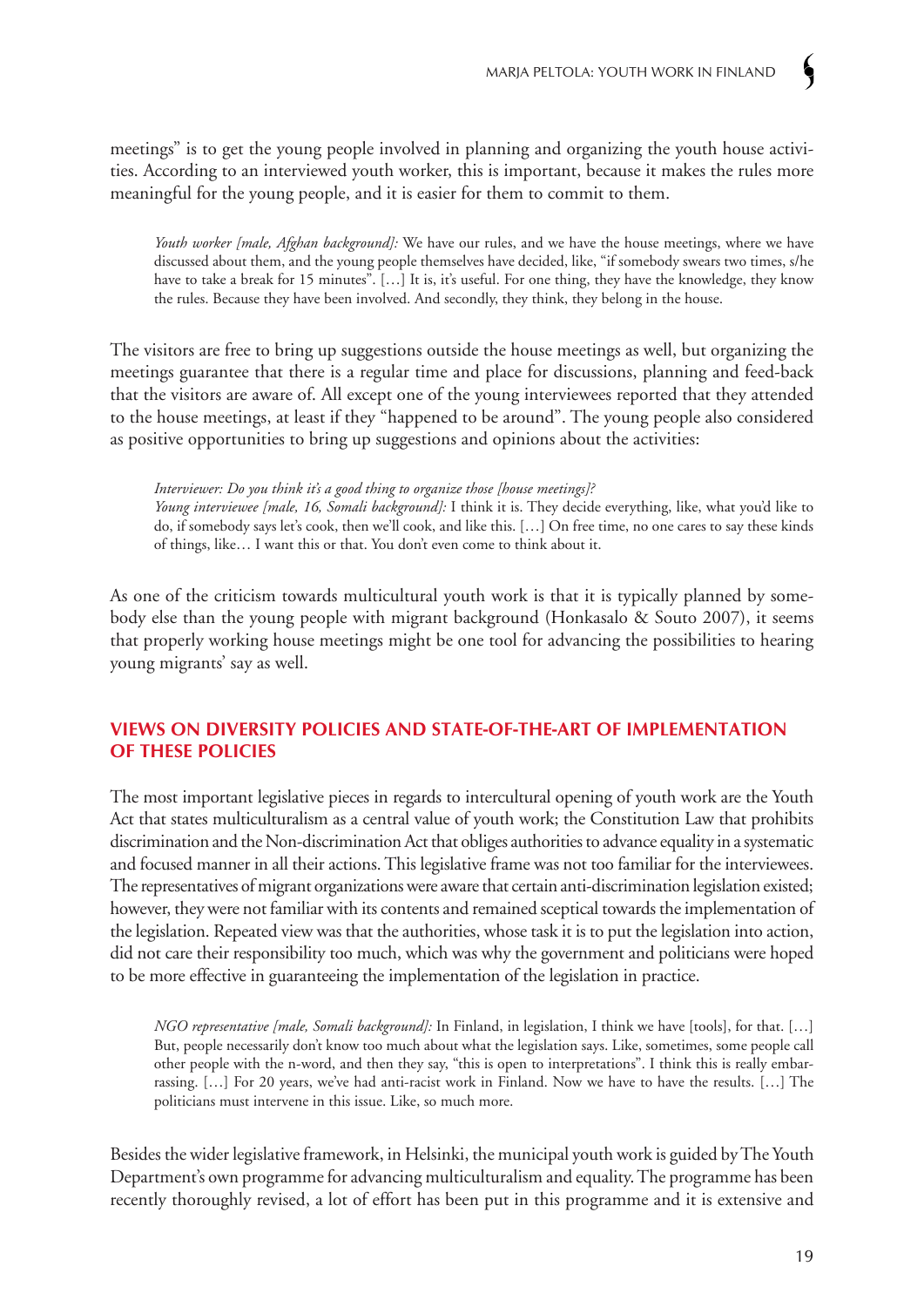meetings" is to get the young people involved in planning and organizing the youth house activities. According to an interviewed youth worker, this is important, because it makes the rules more meaningful for the young people, and it is easier for them to commit to them.

> *Youth worker [male, Afghan background]:* We have our rules, and we have the house meetings, where we have discussed about them, and the young people themselves have decided, like, "if somebody swears two times, s/he have to take a break for 15 minutes". […] It is, it's useful. For one thing, they have the knowledge, they know the rules. Because they have been involved. And secondly, they think, they belong in the house.

The visitors are free to bring up suggestions outside the house meetings as well, but organizing the meetings guarantee that there is a regular time and place for discussions, planning and feed-back that the visitors are aware of. All except one of the young interviewees reported that they attended to the house meetings, at least if they "happened to be around". The young people also considered as positive opportunities to bring up suggestions and opinions about the activities:

> *Interviewer: Do you think it's a good thing to organize those [house meetings]?*
> *Young interviewee [male, 16, Somali background]:* I think it is. They decide everything, like, what you'd like to do, if somebody says let's cook, then we'll cook, and like this. […] On free time, no one cares to say these kinds of things, like… I want this or that. You don't even come to think about it.

As one of the criticism towards multicultural youth work is that it is typically planned by somebody else than the young people with migrant background (Honkasalo & Souto 2007), it seems that properly working house meetings might be one tool for advancing the possibilities to hearing young migrants' say as well.

## VIEWS ON DIVERSITY POLICIES AND STATE-OF-THE-ART OF IMPLEMENTATION OF THESE POLICIES

The most important legislative pieces in regards to intercultural opening of youth work are the Youth Act that states multiculturalism as a central value of youth work; the Constitution Law that prohibits discrimination and the Non-discrimination Act that obliges authorities to advance equality in a systematic and focused manner in all their actions. This legislative frame was not too familiar for the interviewees. The representatives of migrant organizations were aware that certain anti-discrimination legislation existed; however, they were not familiar with its contents and remained sceptical towards the implementation of the legislation. Repeated view was that the authorities, whose task it is to put the legislation into action, did not care their responsibility too much, which was why the government and politicians were hoped to be more effective in guaranteeing the implementation of the legislation in practice.

> *NGO representative [male, Somali background]:* In Finland, in legislation, I think we have [tools], for that. […] But, people necessarily don't know too much about what the legislation says. Like, sometimes, some people call other people with the n-word, and then they say, "this is open to interpretations". I think this is really embarrassing. […] For 20 years, we've had anti-racist work in Finland. Now we have to have the results. […] The politicians must intervene in this issue. Like, so much more.

Besides the wider legislative framework, in Helsinki, the municipal youth work is guided by The Youth Department's own programme for advancing multiculturalism and equality. The programme has been recently thoroughly revised, a lot of effort has been put in this programme and it is extensive and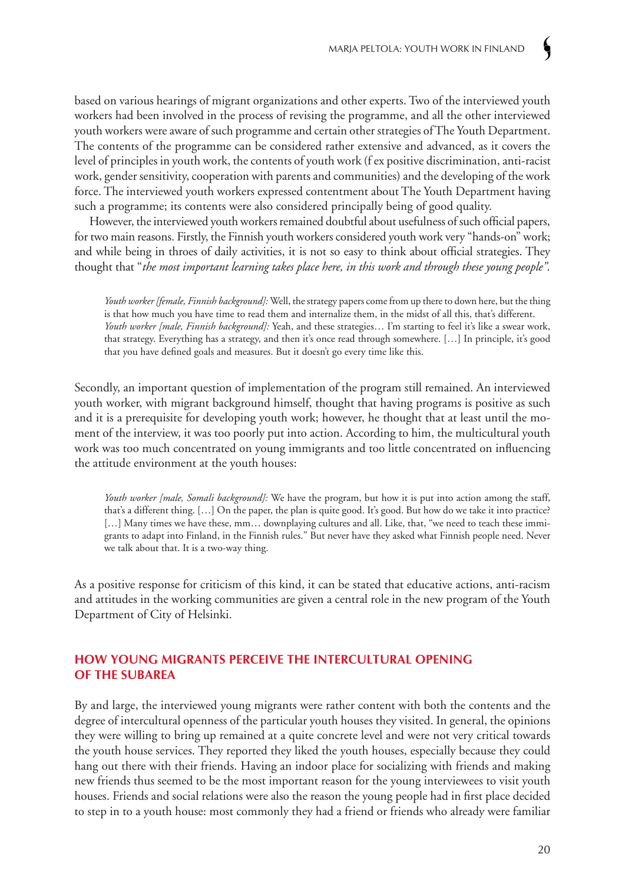based on various hearings of migrant organizations and other experts. Two of the interviewed youth workers had been involved in the process of revising the programme, and all the other interviewed youth workers were aware of such programme and certain other strategies of The Youth Department. The contents of the programme can be considered rather extensive and advanced, as it covers the level of principles in youth work, the contents of youth work (f ex positive discrimination, anti-racist work, gender sensitivity, cooperation with parents and communities) and the developing of the work force. The interviewed youth workers expressed contentment about The Youth Department having such a programme; its contents were also considered principally being of good quality.

However, the interviewed youth workers remained doubtful about usefulness of such official papers, for two main reasons. Firstly, the Finnish youth workers considered youth work very "hands-on" work; and while being in throes of daily activities, it is not so easy to think about official strategies. They thought that "*the most important learning takes place here, in this work and through these young people"*.

> *Youth worker [female, Finnish background]:* Well, the strategy papers come from up there to down here, but the thing is that how much you have time to read them and internalize them, in the midst of all this, that's different.
> *Youth worker [male, Finnish background]:* Yeah, and these strategies… I'm starting to feel it's like a swear work, that strategy. Everything has a strategy, and then it's once read through somewhere. […] In principle, it's good that you have defined goals and measures. But it doesn't go every time like this.

Secondly, an important question of implementation of the program still remained. An interviewed youth worker, with migrant background himself, thought that having programs is positive as such and it is a prerequisite for developing youth work; however, he thought that at least until the moment of the interview, it was too poorly put into action. According to him, the multicultural youth work was too much concentrated on young immigrants and too little concentrated on influencing the attitude environment at the youth houses:

> *Youth worker [male, Somali background]:* We have the program, but how it is put into action among the staff, that's a different thing. […] On the paper, the plan is quite good. It's good. But how do we take it into practice? […] Many times we have these, mm… downplaying cultures and all. Like, that, "we need to teach these immigrants to adapt into Finland, in the Finnish rules." But never have they asked what Finnish people need. Never we talk about that. It is a two-way thing.

As a positive response for criticism of this kind, it can be stated that educative actions, anti-racism and attitudes in the working communities are given a central role in the new program of the Youth Department of City of Helsinki.

## HOW YOUNG MIGRANTS PERCEIVE THE INTERCULTURAL OPENING OF THE SUBAREA

By and large, the interviewed young migrants were rather content with both the contents and the degree of intercultural openness of the particular youth houses they visited. In general, the opinions they were willing to bring up remained at a quite concrete level and were not very critical towards the youth house services. They reported they liked the youth houses, especially because they could hang out there with their friends. Having an indoor place for socializing with friends and making new friends thus seemed to be the most important reason for the young interviewees to visit youth houses. Friends and social relations were also the reason the young people had in first place decided to step in to a youth house: most commonly they had a friend or friends who already were familiar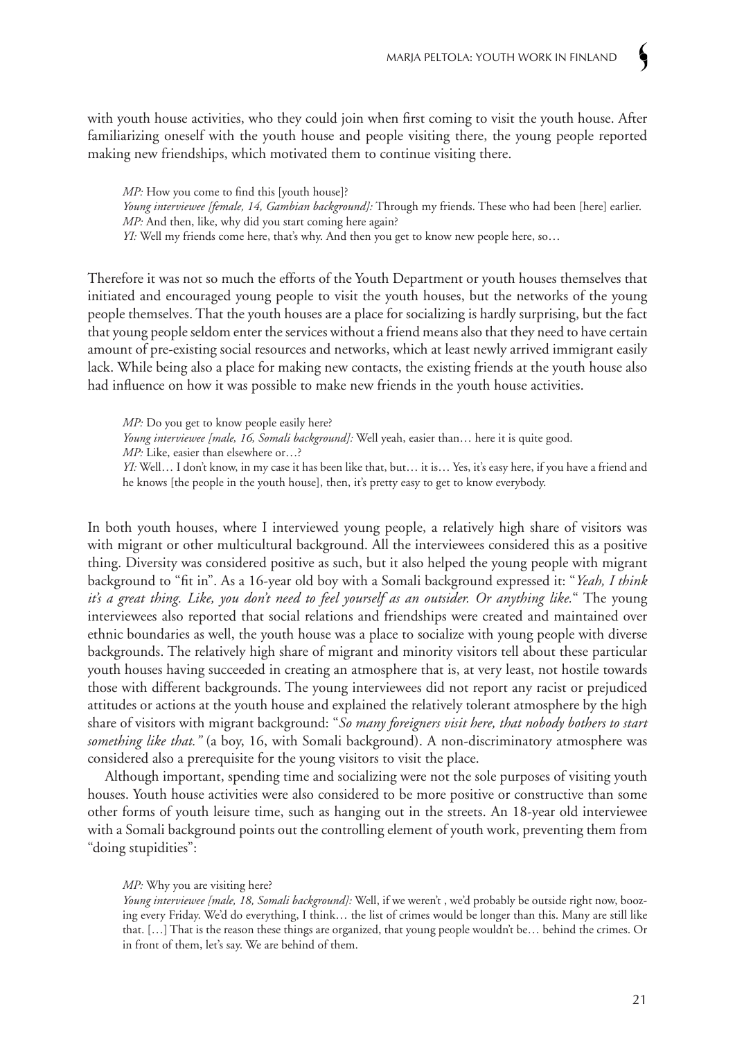with youth house activities, who they could join when first coming to visit the youth house. After familiarizing oneself with the youth house and people visiting there, the young people reported making new friendships, which motivated them to continue visiting there.

> *MP:* How you come to find this [youth house]?
> *Young interviewee [female, 14, Gambian background]:* Through my friends. These who had been [here] earlier.
> *MP:* And then, like, why did you start coming here again?
> *YI:* Well my friends come here, that's why. And then you get to know new people here, so…

Therefore it was not so much the efforts of the Youth Department or youth houses themselves that initiated and encouraged young people to visit the youth houses, but the networks of the young people themselves. That the youth houses are a place for socializing is hardly surprising, but the fact that young people seldom enter the services without a friend means also that they need to have certain amount of pre-existing social resources and networks, which at least newly arrived immigrant easily lack. While being also a place for making new contacts, the existing friends at the youth house also had influence on how it was possible to make new friends in the youth house activities.

> *MP:* Do you get to know people easily here?
> *Young interviewee [male, 16, Somali background]:* Well yeah, easier than… here it is quite good.
> *MP:* Like, easier than elsewhere or…?
> *YI:* Well… I don't know, in my case it has been like that, but… it is… Yes, it's easy here, if you have a friend and he knows [the people in the youth house], then, it's pretty easy to get to know everybody.

In both youth houses, where I interviewed young people, a relatively high share of visitors was with migrant or other multicultural background. All the interviewees considered this as a positive thing. Diversity was considered positive as such, but it also helped the young people with migrant background to "fit in". As a 16-year old boy with a Somali background expressed it: "*Yeah, I think it's a great thing. Like, you don't need to feel yourself as an outsider. Or anything like.*" The young interviewees also reported that social relations and friendships were created and maintained over ethnic boundaries as well, the youth house was a place to socialize with young people with diverse backgrounds. The relatively high share of migrant and minority visitors tell about these particular youth houses having succeeded in creating an atmosphere that is, at very least, not hostile towards those with different backgrounds. The young interviewees did not report any racist or prejudiced attitudes or actions at the youth house and explained the relatively tolerant atmosphere by the high share of visitors with migrant background: "*So many foreigners visit here, that nobody bothers to start something like that.*" (a boy, 16, with Somali background). A non-discriminatory atmosphere was considered also a prerequisite for the young visitors to visit the place.

Although important, spending time and socializing were not the sole purposes of visiting youth houses. Youth house activities were also considered to be more positive or constructive than some other forms of youth leisure time, such as hanging out in the streets. An 18-year old interviewee with a Somali background points out the controlling element of youth work, preventing them from "doing stupidities":

> *MP:* Why you are visiting here?
> *Young interviewee [male, 18, Somali background]:* Well, if we weren't , we'd probably be outside right now, boozing every Friday. We'd do everything, I think… the list of crimes would be longer than this. Many are still like that. […] That is the reason these things are organized, that young people wouldn't be… behind the crimes. Or in front of them, let's say. We are behind of them.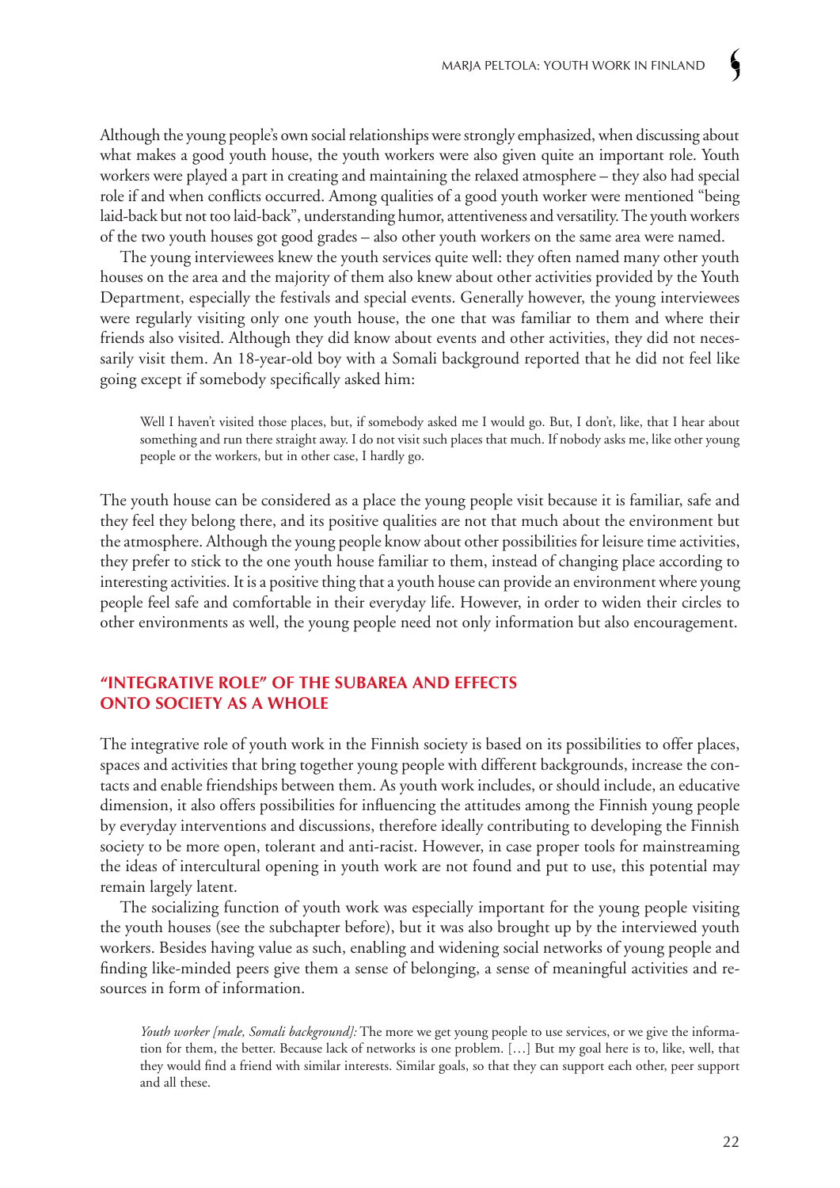Although the young people's own social relationships were strongly emphasized, when discussing about what makes a good youth house, the youth workers were also given quite an important role. Youth workers were played a part in creating and maintaining the relaxed atmosphere – they also had special role if and when conflicts occurred. Among qualities of a good youth worker were mentioned "being laid-back but not too laid-back", understanding humor, attentiveness and versatility. The youth workers of the two youth houses got good grades – also other youth workers on the same area were named.

The young interviewees knew the youth services quite well: they often named many other youth houses on the area and the majority of them also knew about other activities provided by the Youth Department, especially the festivals and special events. Generally however, the young interviewees were regularly visiting only one youth house, the one that was familiar to them and where their friends also visited. Although they did know about events and other activities, they did not necessarily visit them. An 18-year-old boy with a Somali background reported that he did not feel like going except if somebody specifically asked him:

> Well I haven't visited those places, but, if somebody asked me I would go. But, I don't, like, that I hear about something and run there straight away. I do not visit such places that much. If nobody asks me, like other young people or the workers, but in other case, I hardly go.

The youth house can be considered as a place the young people visit because it is familiar, safe and they feel they belong there, and its positive qualities are not that much about the environment but the atmosphere. Although the young people know about other possibilities for leisure time activities, they prefer to stick to the one youth house familiar to them, instead of changing place according to interesting activities. It is a positive thing that a youth house can provide an environment where young people feel safe and comfortable in their everyday life. However, in order to widen their circles to other environments as well, the young people need not only information but also encouragement.

## "INTEGRATIVE ROLE" OF THE SUBAREA AND EFFECTS ONTO SOCIETY AS A WHOLE

The integrative role of youth work in the Finnish society is based on its possibilities to offer places, spaces and activities that bring together young people with different backgrounds, increase the contacts and enable friendships between them. As youth work includes, or should include, an educative dimension, it also offers possibilities for influencing the attitudes among the Finnish young people by everyday interventions and discussions, therefore ideally contributing to developing the Finnish society to be more open, tolerant and anti-racist. However, in case proper tools for mainstreaming the ideas of intercultural opening in youth work are not found and put to use, this potential may remain largely latent.

The socializing function of youth work was especially important for the young people visiting the youth houses (see the subchapter before), but it was also brought up by the interviewed youth workers. Besides having value as such, enabling and widening social networks of young people and finding like-minded peers give them a sense of belonging, a sense of meaningful activities and resources in form of information.

> *Youth worker [male, Somali background]:* The more we get young people to use services, or we give the information for them, the better. Because lack of networks is one problem. […] But my goal here is to, like, well, that they would find a friend with similar interests. Similar goals, so that they can support each other, peer support and all these.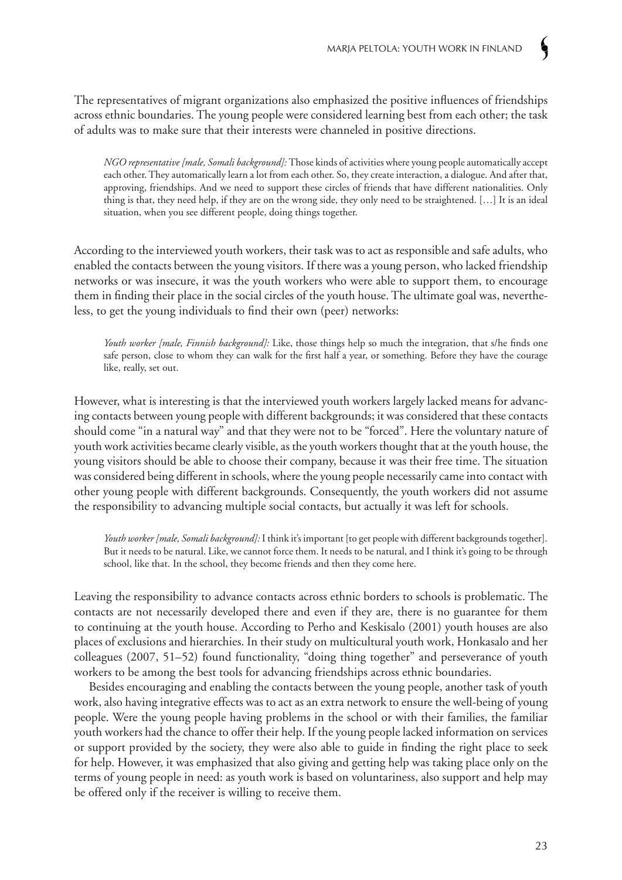The representatives of migrant organizations also emphasized the positive influences of friendships across ethnic boundaries. The young people were considered learning best from each other; the task of adults was to make sure that their interests were channeled in positive directions.

> *NGO representative [male, Somali background]:* Those kinds of activities where young people automatically accept each other. They automatically learn a lot from each other. So, they create interaction, a dialogue. And after that, approving, friendships. And we need to support these circles of friends that have different nationalities. Only thing is that, they need help, if they are on the wrong side, they only need to be straightened. […] It is an ideal situation, when you see different people, doing things together.

According to the interviewed youth workers, their task was to act as responsible and safe adults, who enabled the contacts between the young visitors. If there was a young person, who lacked friendship networks or was insecure, it was the youth workers who were able to support them, to encourage them in finding their place in the social circles of the youth house. The ultimate goal was, nevertheless, to get the young individuals to find their own (peer) networks:

> *Youth worker [male, Finnish background]:* Like, those things help so much the integration, that s/he finds one safe person, close to whom they can walk for the first half a year, or something. Before they have the courage like, really, set out.

However, what is interesting is that the interviewed youth workers largely lacked means for advancing contacts between young people with different backgrounds; it was considered that these contacts should come "in a natural way" and that they were not to be "forced". Here the voluntary nature of youth work activities became clearly visible, as the youth workers thought that at the youth house, the young visitors should be able to choose their company, because it was their free time. The situation was considered being different in schools, where the young people necessarily came into contact with other young people with different backgrounds. Consequently, the youth workers did not assume the responsibility to advancing multiple social contacts, but actually it was left for schools.

> *Youth worker [male, Somali background]:* I think it's important [to get people with different backgrounds together]. But it needs to be natural. Like, we cannot force them. It needs to be natural, and I think it's going to be through school, like that. In the school, they become friends and then they come here.

Leaving the responsibility to advance contacts across ethnic borders to schools is problematic. The contacts are not necessarily developed there and even if they are, there is no guarantee for them to continuing at the youth house. According to Perho and Keskisalo (2001) youth houses are also places of exclusions and hierarchies. In their study on multicultural youth work, Honkasalo and her colleagues (2007, 51–52) found functionality, "doing thing together" and perseverance of youth workers to be among the best tools for advancing friendships across ethnic boundaries.

Besides encouraging and enabling the contacts between the young people, another task of youth work, also having integrative effects was to act as an extra network to ensure the well-being of young people. Were the young people having problems in the school or with their families, the familiar youth workers had the chance to offer their help. If the young people lacked information on services or support provided by the society, they were also able to guide in finding the right place to seek for help. However, it was emphasized that also giving and getting help was taking place only on the terms of young people in need: as youth work is based on voluntariness, also support and help may be offered only if the receiver is willing to receive them.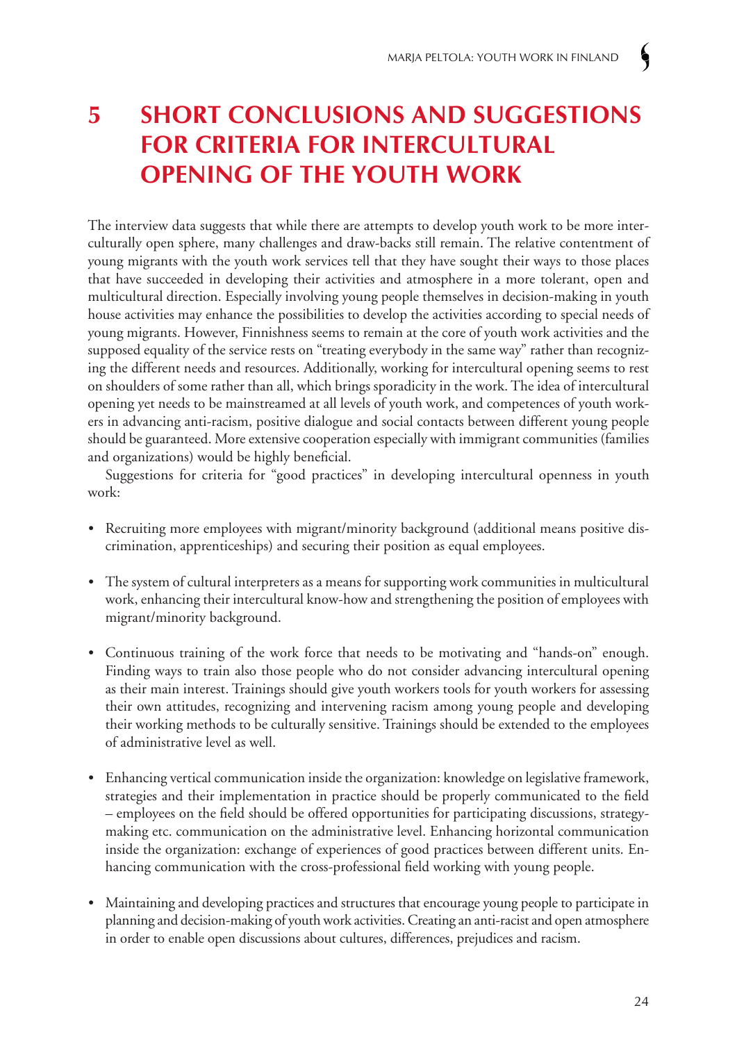# 5 SHORT CONCLUSIONS AND SUGGESTIONS FOR CRITERIA FOR INTERCULTURAL OPENING OF THE YOUTH WORK

The interview data suggests that while there are attempts to develop youth work to be more interculturally open sphere, many challenges and draw-backs still remain. The relative contentment of young migrants with the youth work services tell that they have sought their ways to those places that have succeeded in developing their activities and atmosphere in a more tolerant, open and multicultural direction. Especially involving young people themselves in decision-making in youth house activities may enhance the possibilities to develop the activities according to special needs of young migrants. However, Finnishness seems to remain at the core of youth work activities and the supposed equality of the service rests on "treating everybody in the same way" rather than recognizing the different needs and resources. Additionally, working for intercultural opening seems to rest on shoulders of some rather than all, which brings sporadicity in the work. The idea of intercultural opening yet needs to be mainstreamed at all levels of youth work, and competences of youth workers in advancing anti-racism, positive dialogue and social contacts between different young people should be guaranteed. More extensive cooperation especially with immigrant communities (families and organizations) would be highly beneficial.

Suggestions for criteria for "good practices" in developing intercultural openness in youth work:

- Recruiting more employees with migrant/minority background (additional means positive discrimination, apprenticeships) and securing their position as equal employees.

- The system of cultural interpreters as a means for supporting work communities in multicultural work, enhancing their intercultural know-how and strengthening the position of employees with migrant/minority background.

- Continuous training of the work force that needs to be motivating and "hands-on" enough. Finding ways to train also those people who do not consider advancing intercultural opening as their main interest. Trainings should give youth workers tools for youth workers for assessing their own attitudes, recognizing and intervening racism among young people and developing their working methods to be culturally sensitive. Trainings should be extended to the employees of administrative level as well.

- Enhancing vertical communication inside the organization: knowledge on legislative framework, strategies and their implementation in practice should be properly communicated to the field – employees on the field should be offered opportunities for participating discussions, strategy-making etc. communication on the administrative level. Enhancing horizontal communication inside the organization: exchange of experiences of good practices between different units. Enhancing communication with the cross-professional field working with young people.

- Maintaining and developing practices and structures that encourage young people to participate in planning and decision-making of youth work activities. Creating an anti-racist and open atmosphere in order to enable open discussions about cultures, differences, prejudices and racism.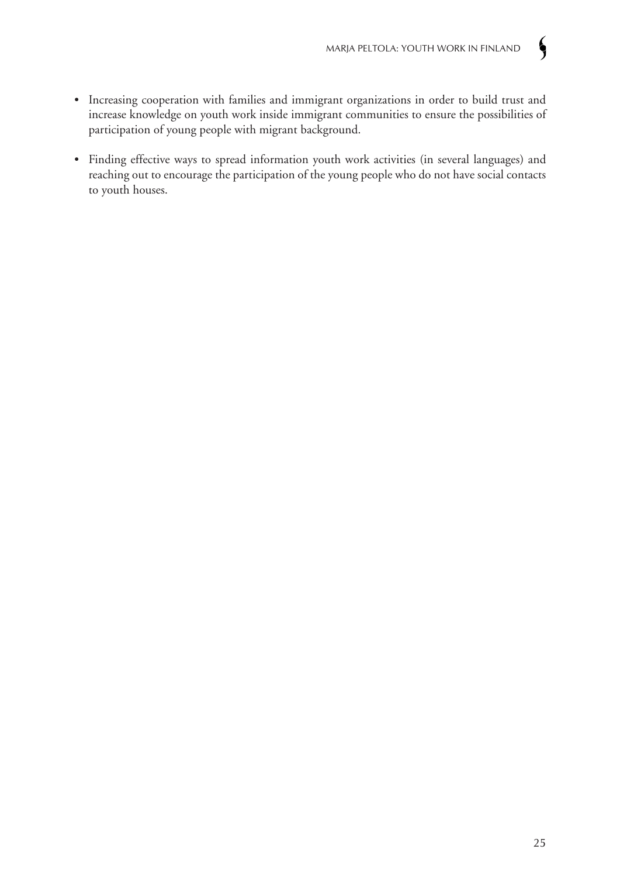- Increasing cooperation with families and immigrant organizations in order to build trust and increase knowledge on youth work inside immigrant communities to ensure the possibilities of participation of young people with migrant background.

- Finding effective ways to spread information youth work activities (in several languages) and reaching out to encourage the participation of the young people who do not have social contacts to youth houses.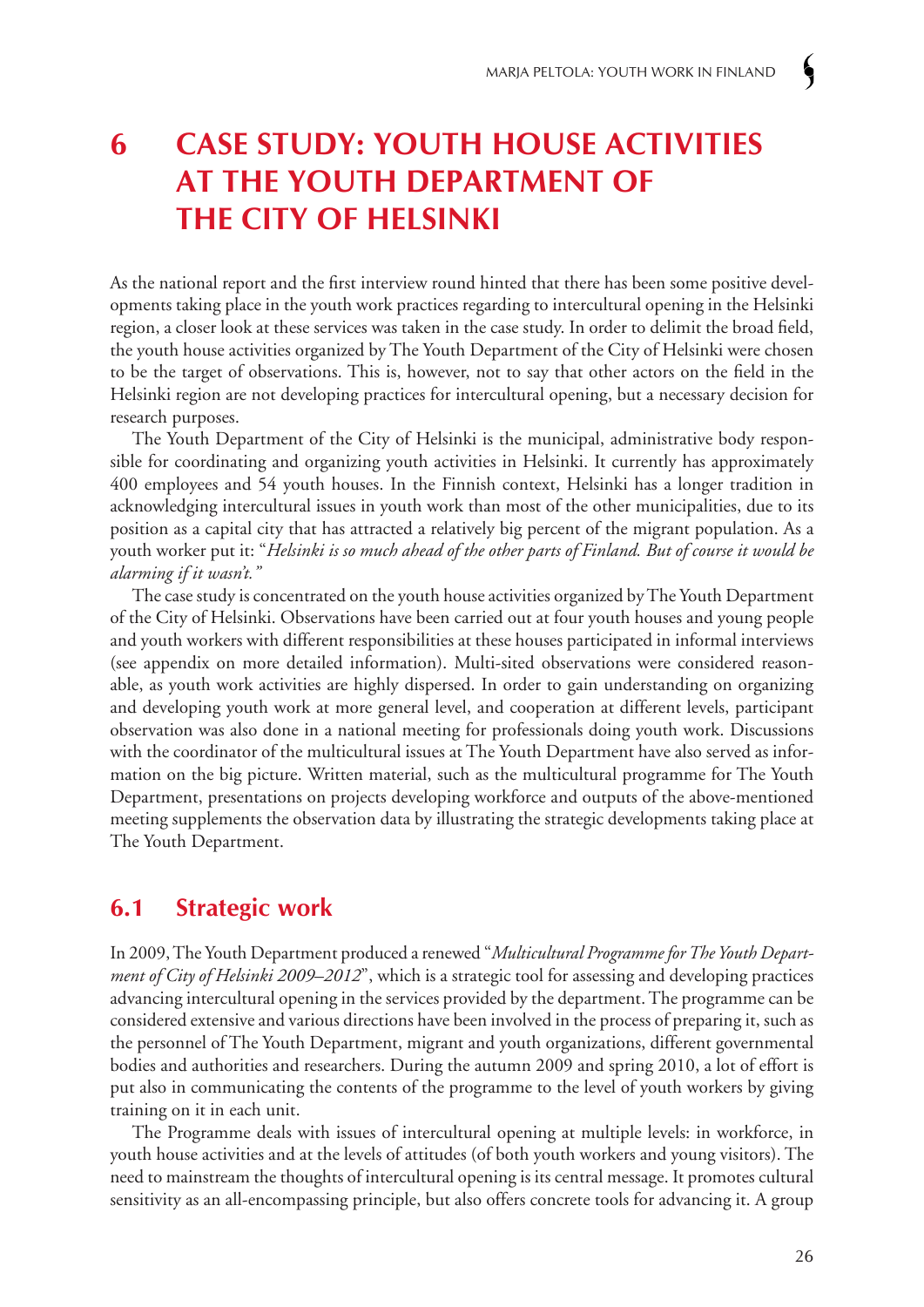# 6 CASE STUDY: YOUTH HOUSE ACTIVITIES AT THE YOUTH DEPARTMENT OF THE CITY OF HELSINKI

As the national report and the first interview round hinted that there has been some positive developments taking place in the youth work practices regarding to intercultural opening in the Helsinki region, a closer look at these services was taken in the case study. In order to delimit the broad field, the youth house activities organized by The Youth Department of the City of Helsinki were chosen to be the target of observations. This is, however, not to say that other actors on the field in the Helsinki region are not developing practices for intercultural opening, but a necessary decision for research purposes.

The Youth Department of the City of Helsinki is the municipal, administrative body responsible for coordinating and organizing youth activities in Helsinki. It currently has approximately 400 employees and 54 youth houses. In the Finnish context, Helsinki has a longer tradition in acknowledging intercultural issues in youth work than most of the other municipalities, due to its position as a capital city that has attracted a relatively big percent of the migrant population. As a youth worker put it: "*Helsinki is so much ahead of the other parts of Finland. But of course it would be alarming if it wasn't.*"

The case study is concentrated on the youth house activities organized by The Youth Department of the City of Helsinki. Observations have been carried out at four youth houses and young people and youth workers with different responsibilities at these houses participated in informal interviews (see appendix on more detailed information). Multi-sited observations were considered reasonable, as youth work activities are highly dispersed. In order to gain understanding on organizing and developing youth work at more general level, and cooperation at different levels, participant observation was also done in a national meeting for professionals doing youth work. Discussions with the coordinator of the multicultural issues at The Youth Department have also served as information on the big picture. Written material, such as the multicultural programme for The Youth Department, presentations on projects developing workforce and outputs of the above-mentioned meeting supplements the observation data by illustrating the strategic developments taking place at The Youth Department.

## 6.1 Strategic work

In 2009, The Youth Department produced a renewed "*Multicultural Programme for The Youth Department of City of Helsinki 2009–2012*", which is a strategic tool for assessing and developing practices advancing intercultural opening in the services provided by the department. The programme can be considered extensive and various directions have been involved in the process of preparing it, such as the personnel of The Youth Department, migrant and youth organizations, different governmental bodies and authorities and researchers. During the autumn 2009 and spring 2010, a lot of effort is put also in communicating the contents of the programme to the level of youth workers by giving training on it in each unit.

The Programme deals with issues of intercultural opening at multiple levels: in workforce, in youth house activities and at the levels of attitudes (of both youth workers and young visitors). The need to mainstream the thoughts of intercultural opening is its central message. It promotes cultural sensitivity as an all-encompassing principle, but also offers concrete tools for advancing it. A group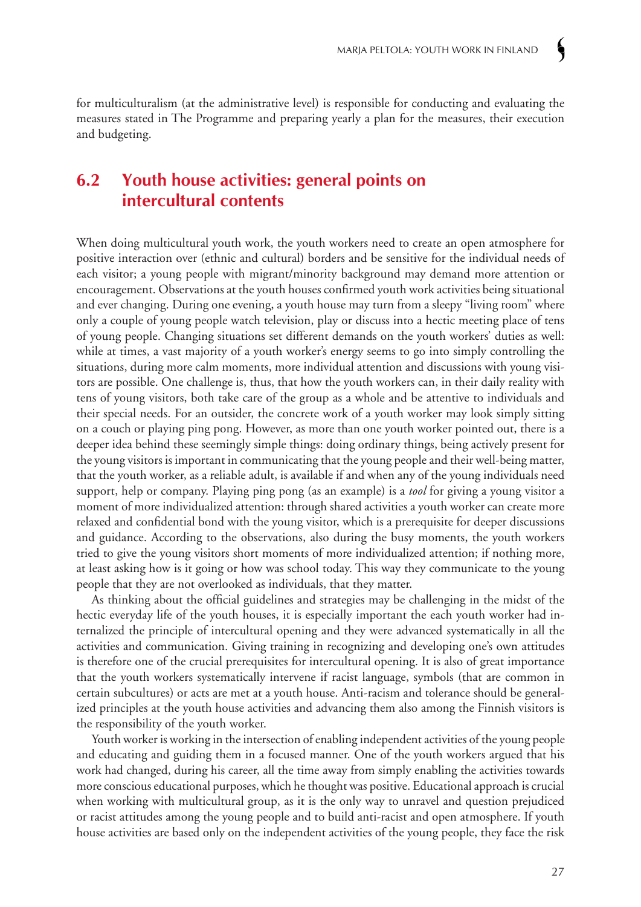for multiculturalism (at the administrative level) is responsible for conducting and evaluating the measures stated in The Programme and preparing yearly a plan for the measures, their execution and budgeting.

## 6.2 Youth house activities: general points on intercultural contents

When doing multicultural youth work, the youth workers need to create an open atmosphere for positive interaction over (ethnic and cultural) borders and be sensitive for the individual needs of each visitor; a young people with migrant/minority background may demand more attention or encouragement. Observations at the youth houses confirmed youth work activities being situational and ever changing. During one evening, a youth house may turn from a sleepy "living room" where only a couple of young people watch television, play or discuss into a hectic meeting place of tens of young people. Changing situations set different demands on the youth workers' duties as well: while at times, a vast majority of a youth worker's energy seems to go into simply controlling the situations, during more calm moments, more individual attention and discussions with young visitors are possible. One challenge is, thus, that how the youth workers can, in their daily reality with tens of young visitors, both take care of the group as a whole and be attentive to individuals and their special needs. For an outsider, the concrete work of a youth worker may look simply sitting on a couch or playing ping pong. However, as more than one youth worker pointed out, there is a deeper idea behind these seemingly simple things: doing ordinary things, being actively present for the young visitors is important in communicating that the young people and their well-being matter, that the youth worker, as a reliable adult, is available if and when any of the young individuals need support, help or company. Playing ping pong (as an example) is a *tool* for giving a young visitor a moment of more individualized attention: through shared activities a youth worker can create more relaxed and confidential bond with the young visitor, which is a prerequisite for deeper discussions and guidance. According to the observations, also during the busy moments, the youth workers tried to give the young visitors short moments of more individualized attention; if nothing more, at least asking how is it going or how was school today. This way they communicate to the young people that they are not overlooked as individuals, that they matter.

As thinking about the official guidelines and strategies may be challenging in the midst of the hectic everyday life of the youth houses, it is especially important the each youth worker had internalized the principle of intercultural opening and they were advanced systematically in all the activities and communication. Giving training in recognizing and developing one's own attitudes is therefore one of the crucial prerequisites for intercultural opening. It is also of great importance that the youth workers systematically intervene if racist language, symbols (that are common in certain subcultures) or acts are met at a youth house. Anti-racism and tolerance should be generalized principles at the youth house activities and advancing them also among the Finnish visitors is the responsibility of the youth worker.

Youth worker is working in the intersection of enabling independent activities of the young people and educating and guiding them in a focused manner. One of the youth workers argued that his work had changed, during his career, all the time away from simply enabling the activities towards more conscious educational purposes, which he thought was positive. Educational approach is crucial when working with multicultural group, as it is the only way to unravel and question prejudiced or racist attitudes among the young people and to build anti-racist and open atmosphere. If youth house activities are based only on the independent activities of the young people, they face the risk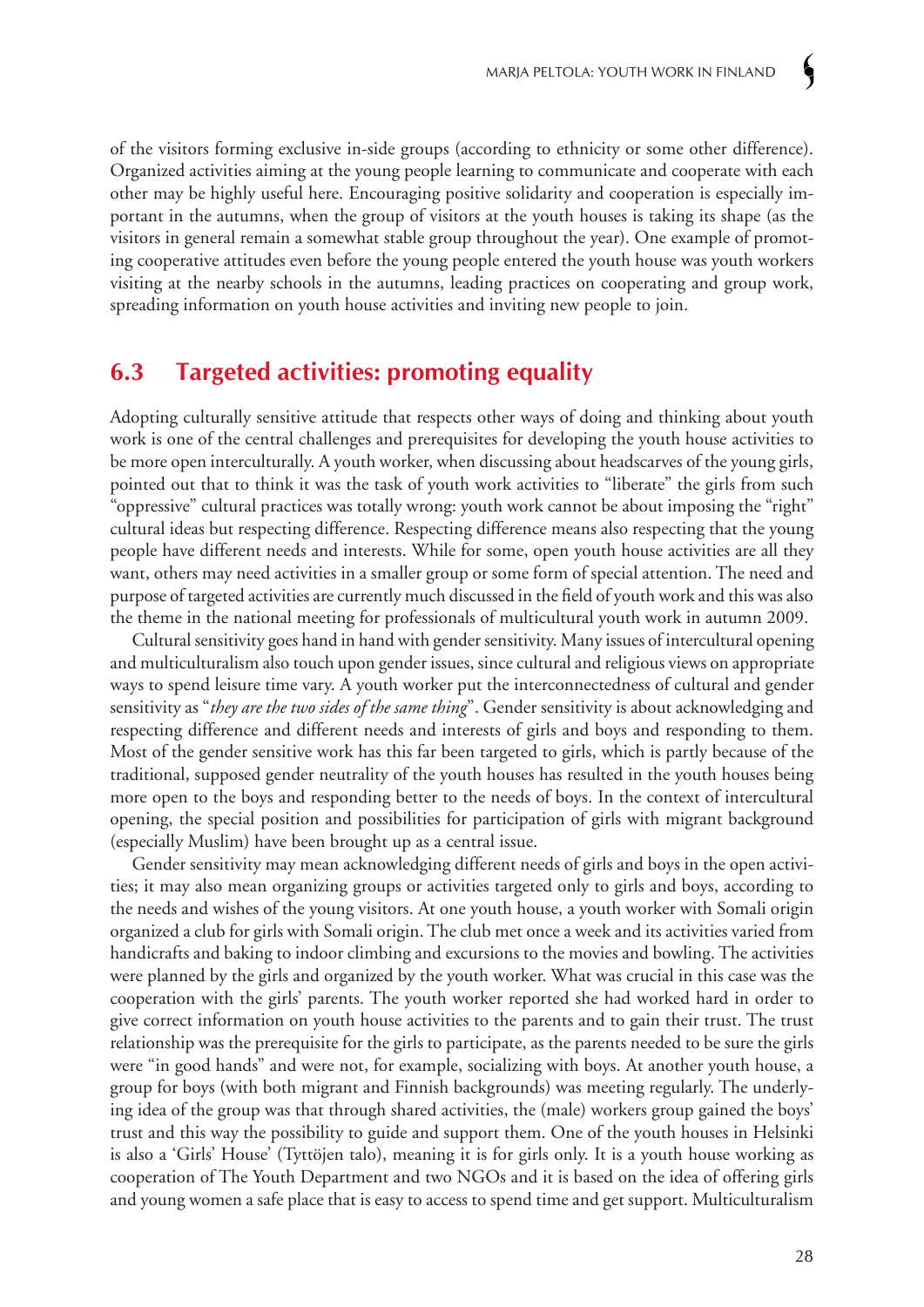of the visitors forming exclusive in-side groups (according to ethnicity or some other difference). Organized activities aiming at the young people learning to communicate and cooperate with each other may be highly useful here. Encouraging positive solidarity and cooperation is especially important in the autumns, when the group of visitors at the youth houses is taking its shape (as the visitors in general remain a somewhat stable group throughout the year). One example of promoting cooperative attitudes even before the young people entered the youth house was youth workers visiting at the nearby schools in the autumns, leading practices on cooperating and group work, spreading information on youth house activities and inviting new people to join.

## 6.3 Targeted activities: promoting equality

Adopting culturally sensitive attitude that respects other ways of doing and thinking about youth work is one of the central challenges and prerequisites for developing the youth house activities to be more open interculturally. A youth worker, when discussing about headscarves of the young girls, pointed out that to think it was the task of youth work activities to "liberate" the girls from such "oppressive" cultural practices was totally wrong: youth work cannot be about imposing the "right" cultural ideas but respecting difference. Respecting difference means also respecting that the young people have different needs and interests. While for some, open youth house activities are all they want, others may need activities in a smaller group or some form of special attention. The need and purpose of targeted activities are currently much discussed in the field of youth work and this was also the theme in the national meeting for professionals of multicultural youth work in autumn 2009.

Cultural sensitivity goes hand in hand with gender sensitivity. Many issues of intercultural opening and multiculturalism also touch upon gender issues, since cultural and religious views on appropriate ways to spend leisure time vary. A youth worker put the interconnectedness of cultural and gender sensitivity as "*they are the two sides of the same thing*". Gender sensitivity is about acknowledging and respecting difference and different needs and interests of girls and boys and responding to them. Most of the gender sensitive work has this far been targeted to girls, which is partly because of the traditional, supposed gender neutrality of the youth houses has resulted in the youth houses being more open to the boys and responding better to the needs of boys. In the context of intercultural opening, the special position and possibilities for participation of girls with migrant background (especially Muslim) have been brought up as a central issue.

Gender sensitivity may mean acknowledging different needs of girls and boys in the open activities; it may also mean organizing groups or activities targeted only to girls and boys, according to the needs and wishes of the young visitors. At one youth house, a youth worker with Somali origin organized a club for girls with Somali origin. The club met once a week and its activities varied from handicrafts and baking to indoor climbing and excursions to the movies and bowling. The activities were planned by the girls and organized by the youth worker. What was crucial in this case was the cooperation with the girls' parents. The youth worker reported she had worked hard in order to give correct information on youth house activities to the parents and to gain their trust. The trust relationship was the prerequisite for the girls to participate, as the parents needed to be sure the girls were "in good hands" and were not, for example, socializing with boys. At another youth house, a group for boys (with both migrant and Finnish backgrounds) was meeting regularly. The underlying idea of the group was that through shared activities, the (male) workers group gained the boys' trust and this way the possibility to guide and support them. One of the youth houses in Helsinki is also a 'Girls' House' (Tyttöjen talo), meaning it is for girls only. It is a youth house working as cooperation of The Youth Department and two NGOs and it is based on the idea of offering girls and young women a safe place that is easy to access to spend time and get support. Multiculturalism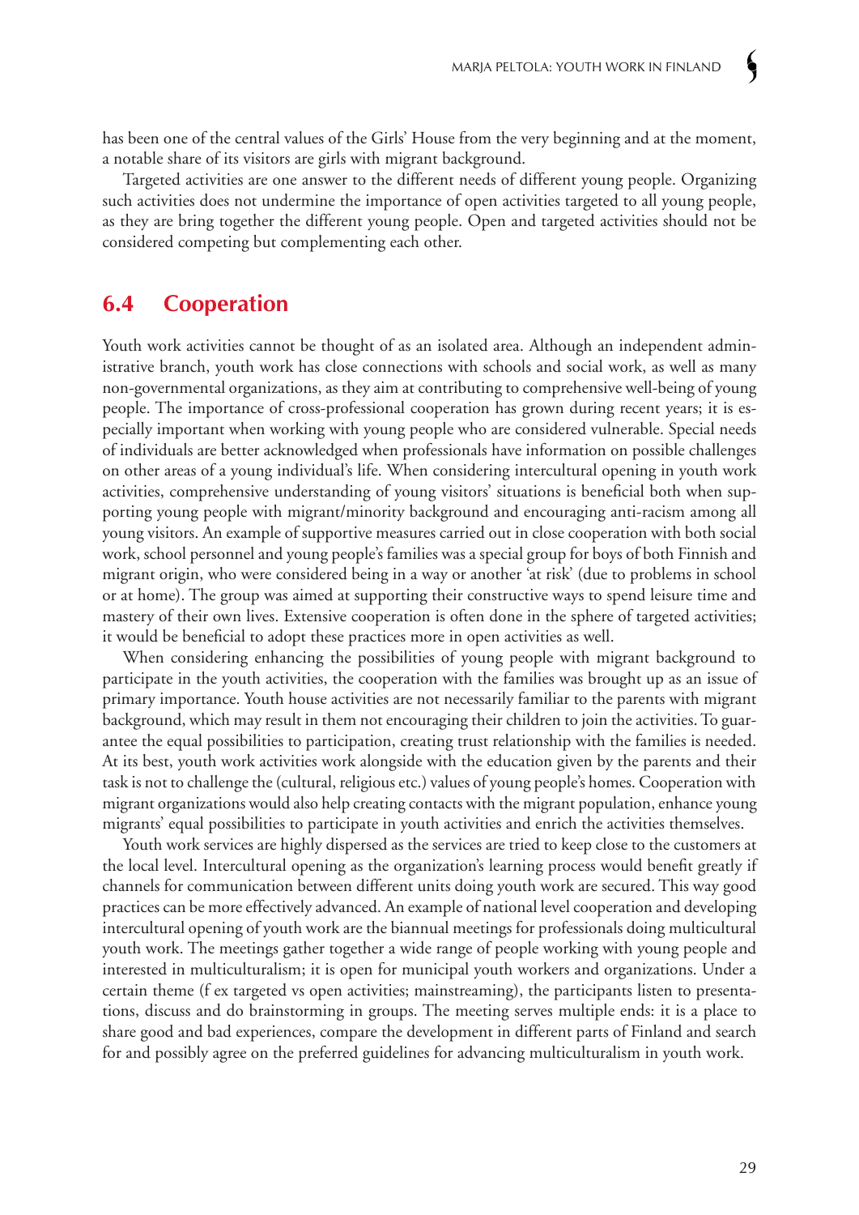has been one of the central values of the Girls' House from the very beginning and at the moment, a notable share of its visitors are girls with migrant background.

Targeted activities are one answer to the different needs of different young people. Organizing such activities does not undermine the importance of open activities targeted to all young people, as they are bring together the different young people. Open and targeted activities should not be considered competing but complementing each other.

## 6.4 Cooperation

Youth work activities cannot be thought of as an isolated area. Although an independent administrative branch, youth work has close connections with schools and social work, as well as many non-governmental organizations, as they aim at contributing to comprehensive well-being of young people. The importance of cross-professional cooperation has grown during recent years; it is especially important when working with young people who are considered vulnerable. Special needs of individuals are better acknowledged when professionals have information on possible challenges on other areas of a young individual's life. When considering intercultural opening in youth work activities, comprehensive understanding of young visitors' situations is beneficial both when supporting young people with migrant/minority background and encouraging anti-racism among all young visitors. An example of supportive measures carried out in close cooperation with both social work, school personnel and young people's families was a special group for boys of both Finnish and migrant origin, who were considered being in a way or another 'at risk' (due to problems in school or at home). The group was aimed at supporting their constructive ways to spend leisure time and mastery of their own lives. Extensive cooperation is often done in the sphere of targeted activities; it would be beneficial to adopt these practices more in open activities as well.

When considering enhancing the possibilities of young people with migrant background to participate in the youth activities, the cooperation with the families was brought up as an issue of primary importance. Youth house activities are not necessarily familiar to the parents with migrant background, which may result in them not encouraging their children to join the activities. To guarantee the equal possibilities to participation, creating trust relationship with the families is needed. At its best, youth work activities work alongside with the education given by the parents and their task is not to challenge the (cultural, religious etc.) values of young people's homes. Cooperation with migrant organizations would also help creating contacts with the migrant population, enhance young migrants' equal possibilities to participate in youth activities and enrich the activities themselves.

Youth work services are highly dispersed as the services are tried to keep close to the customers at the local level. Intercultural opening as the organization's learning process would benefit greatly if channels for communication between different units doing youth work are secured. This way good practices can be more effectively advanced. An example of national level cooperation and developing intercultural opening of youth work are the biannual meetings for professionals doing multicultural youth work. The meetings gather together a wide range of people working with young people and interested in multiculturalism; it is open for municipal youth workers and organizations. Under a certain theme (f ex targeted vs open activities; mainstreaming), the participants listen to presentations, discuss and do brainstorming in groups. The meeting serves multiple ends: it is a place to share good and bad experiences, compare the development in different parts of Finland and search for and possibly agree on the preferred guidelines for advancing multiculturalism in youth work.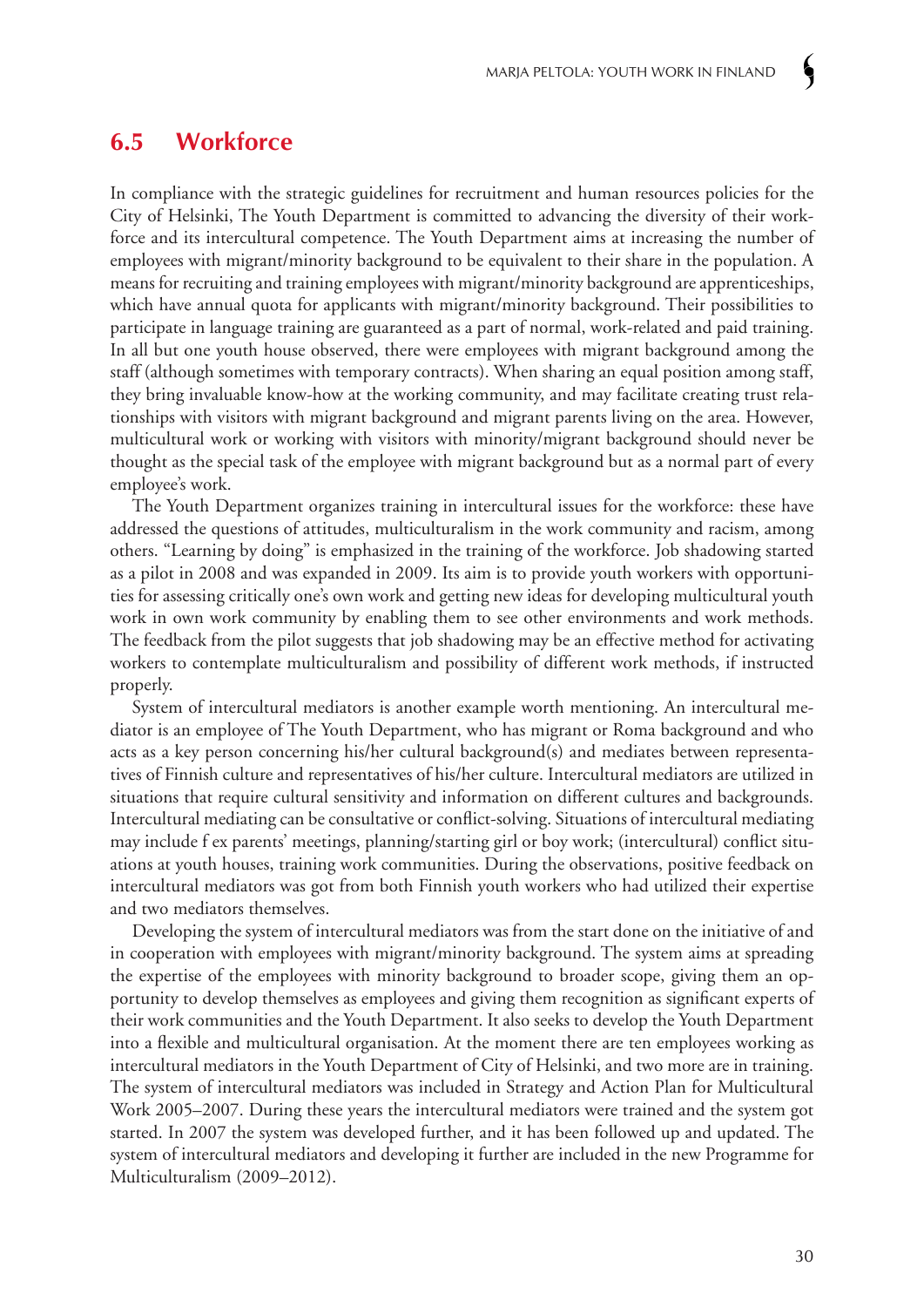## 6.5 Workforce

In compliance with the strategic guidelines for recruitment and human resources policies for the City of Helsinki, The Youth Department is committed to advancing the diversity of their workforce and its intercultural competence. The Youth Department aims at increasing the number of employees with migrant/minority background to be equivalent to their share in the population. A means for recruiting and training employees with migrant/minority background are apprenticeships, which have annual quota for applicants with migrant/minority background. Their possibilities to participate in language training are guaranteed as a part of normal, work-related and paid training. In all but one youth house observed, there were employees with migrant background among the staff (although sometimes with temporary contracts). When sharing an equal position among staff, they bring invaluable know-how at the working community, and may facilitate creating trust relationships with visitors with migrant background and migrant parents living on the area. However, multicultural work or working with visitors with minority/migrant background should never be thought as the special task of the employee with migrant background but as a normal part of every employee's work.

The Youth Department organizes training in intercultural issues for the workforce: these have addressed the questions of attitudes, multiculturalism in the work community and racism, among others. "Learning by doing" is emphasized in the training of the workforce. Job shadowing started as a pilot in 2008 and was expanded in 2009. Its aim is to provide youth workers with opportunities for assessing critically one's own work and getting new ideas for developing multicultural youth work in own work community by enabling them to see other environments and work methods. The feedback from the pilot suggests that job shadowing may be an effective method for activating workers to contemplate multiculturalism and possibility of different work methods, if instructed properly.

System of intercultural mediators is another example worth mentioning. An intercultural mediator is an employee of The Youth Department, who has migrant or Roma background and who acts as a key person concerning his/her cultural background(s) and mediates between representatives of Finnish culture and representatives of his/her culture. Intercultural mediators are utilized in situations that require cultural sensitivity and information on different cultures and backgrounds. Intercultural mediating can be consultative or conflict-solving. Situations of intercultural mediating may include f ex parents' meetings, planning/starting girl or boy work; (intercultural) conflict situations at youth houses, training work communities. During the observations, positive feedback on intercultural mediators was got from both Finnish youth workers who had utilized their expertise and two mediators themselves.

Developing the system of intercultural mediators was from the start done on the initiative of and in cooperation with employees with migrant/minority background. The system aims at spreading the expertise of the employees with minority background to broader scope, giving them an opportunity to develop themselves as employees and giving them recognition as significant experts of their work communities and the Youth Department. It also seeks to develop the Youth Department into a flexible and multicultural organisation. At the moment there are ten employees working as intercultural mediators in the Youth Department of City of Helsinki, and two more are in training. The system of intercultural mediators was included in Strategy and Action Plan for Multicultural Work 2005–2007. During these years the intercultural mediators were trained and the system got started. In 2007 the system was developed further, and it has been followed up and updated. The system of intercultural mediators and developing it further are included in the new Programme for Multiculturalism (2009–2012).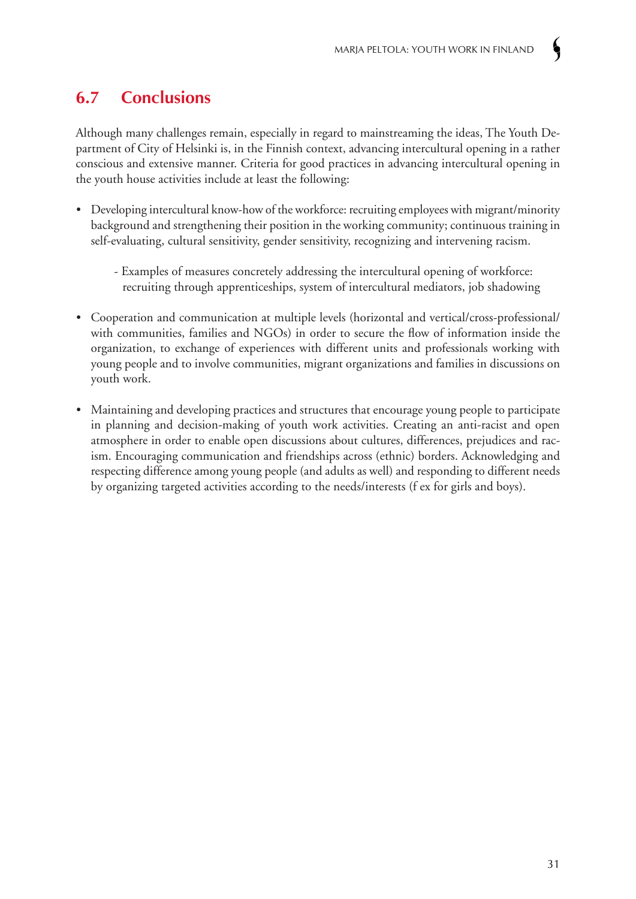## 6.7 Conclusions

Although many challenges remain, especially in regard to mainstreaming the ideas, The Youth Department of City of Helsinki is, in the Finnish context, advancing intercultural opening in a rather conscious and extensive manner. Criteria for good practices in advancing intercultural opening in the youth house activities include at least the following:

- Developing intercultural know-how of the workforce: recruiting employees with migrant/minority background and strengthening their position in the working community; continuous training in self-evaluating, cultural sensitivity, gender sensitivity, recognizing and intervening racism.

  - Examples of measures concretely addressing the intercultural opening of workforce: recruiting through apprenticeships, system of intercultural mediators, job shadowing

- Cooperation and communication at multiple levels (horizontal and vertical/cross-professional/ with communities, families and NGOs) in order to secure the flow of information inside the organization, to exchange of experiences with different units and professionals working with young people and to involve communities, migrant organizations and families in discussions on youth work.

- Maintaining and developing practices and structures that encourage young people to participate in planning and decision-making of youth work activities. Creating an anti-racist and open atmosphere in order to enable open discussions about cultures, differences, prejudices and racism. Encouraging communication and friendships across (ethnic) borders. Acknowledging and respecting difference among young people (and adults as well) and responding to different needs by organizing targeted activities according to the needs/interests (f ex for girls and boys).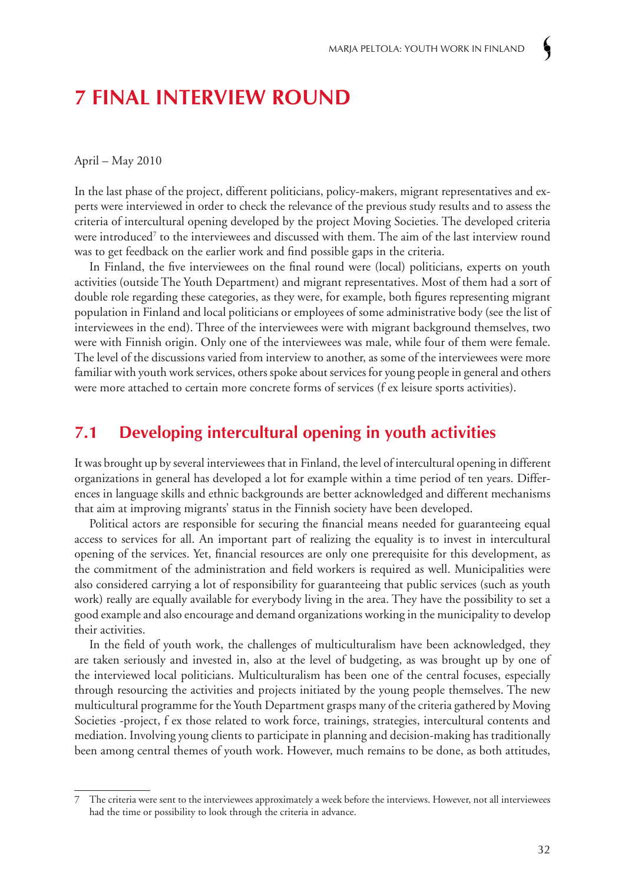# 7 FINAL INTERVIEW ROUND

April – May 2010

In the last phase of the project, different politicians, policy-makers, migrant representatives and experts were interviewed in order to check the relevance of the previous study results and to assess the criteria of intercultural opening developed by the project Moving Societies. The developed criteria were introduced[7] to the interviewees and discussed with them. The aim of the last interview round was to get feedback on the earlier work and find possible gaps in the criteria.

In Finland, the five interviewees on the final round were (local) politicians, experts on youth activities (outside The Youth Department) and migrant representatives. Most of them had a sort of double role regarding these categories, as they were, for example, both figures representing migrant population in Finland and local politicians or employees of some administrative body (see the list of interviewees in the end). Three of the interviewees were with migrant background themselves, two were with Finnish origin. Only one of the interviewees was male, while four of them were female. The level of the discussions varied from interview to another, as some of the interviewees were more familiar with youth work services, others spoke about services for young people in general and others were more attached to certain more concrete forms of services (f ex leisure sports activities).

## 7.1 Developing intercultural opening in youth activities

It was brought up by several interviewees that in Finland, the level of intercultural opening in different organizations in general has developed a lot for example within a time period of ten years. Differences in language skills and ethnic backgrounds are better acknowledged and different mechanisms that aim at improving migrants' status in the Finnish society have been developed.

Political actors are responsible for securing the financial means needed for guaranteeing equal access to services for all. An important part of realizing the equality is to invest in intercultural opening of the services. Yet, financial resources are only one prerequisite for this development, as the commitment of the administration and field workers is required as well. Municipalities were also considered carrying a lot of responsibility for guaranteeing that public services (such as youth work) really are equally available for everybody living in the area. They have the possibility to set a good example and also encourage and demand organizations working in the municipality to develop their activities.

In the field of youth work, the challenges of multiculturalism have been acknowledged, they are taken seriously and invested in, also at the level of budgeting, as was brought up by one of the interviewed local politicians. Multiculturalism has been one of the central focuses, especially through resourcing the activities and projects initiated by the young people themselves. The new multicultural programme for the Youth Department grasps many of the criteria gathered by Moving Societies -project, f ex those related to work force, trainings, strategies, intercultural contents and mediation. Involving young clients to participate in planning and decision-making has traditionally been among central themes of youth work. However, much remains to be done, as both attitudes,

[7] The criteria were sent to the interviewees approximately a week before the interviews. However, not all interviewees had the time or possibility to look through the criteria in advance.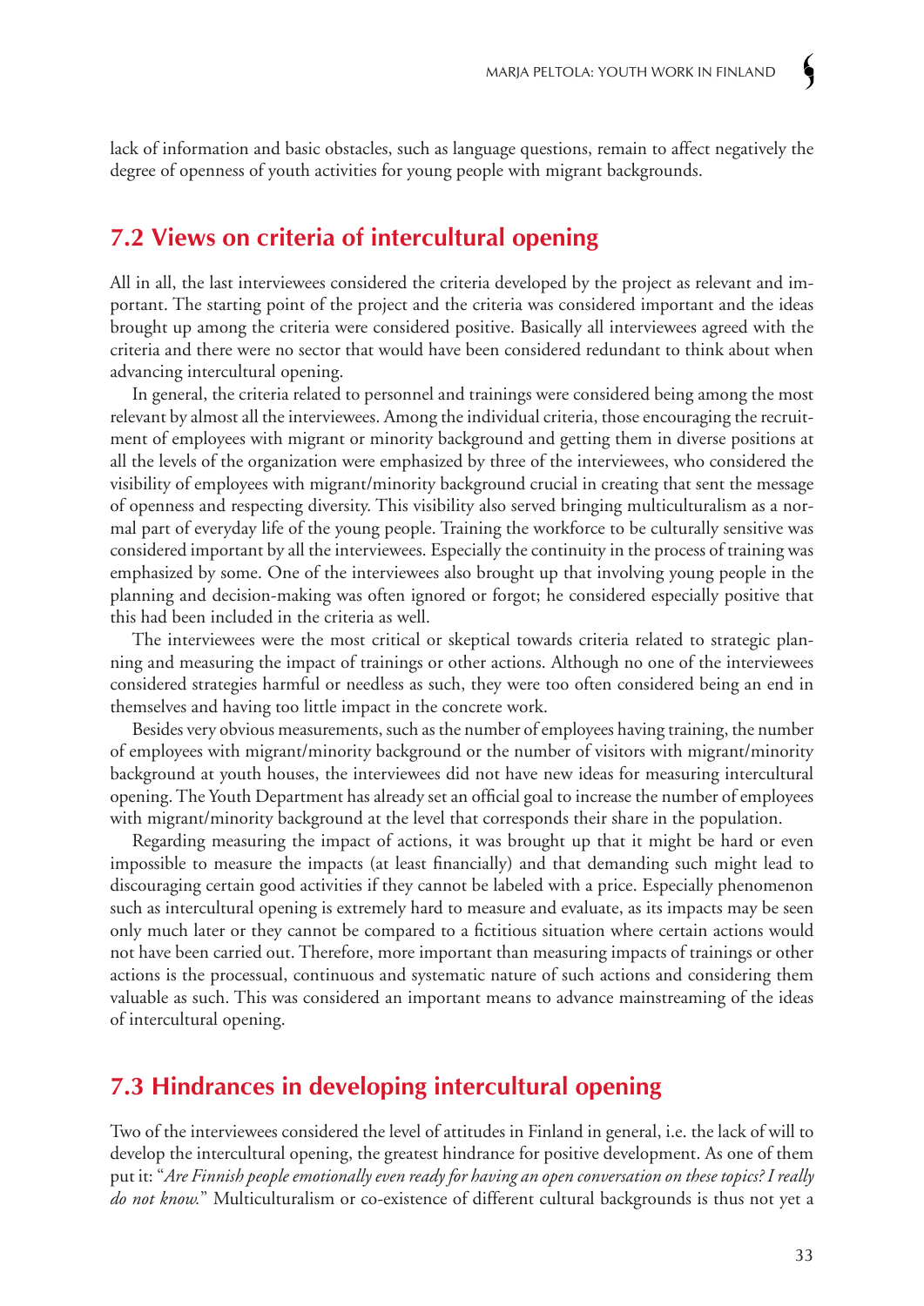lack of information and basic obstacles, such as language questions, remain to affect negatively the degree of openness of youth activities for young people with migrant backgrounds.

## 7.2 Views on criteria of intercultural opening

All in all, the last interviewees considered the criteria developed by the project as relevant and important. The starting point of the project and the criteria was considered important and the ideas brought up among the criteria were considered positive. Basically all interviewees agreed with the criteria and there were no sector that would have been considered redundant to think about when advancing intercultural opening.

In general, the criteria related to personnel and trainings were considered being among the most relevant by almost all the interviewees. Among the individual criteria, those encouraging the recruitment of employees with migrant or minority background and getting them in diverse positions at all the levels of the organization were emphasized by three of the interviewees, who considered the visibility of employees with migrant/minority background crucial in creating that sent the message of openness and respecting diversity. This visibility also served bringing multiculturalism as a normal part of everyday life of the young people. Training the workforce to be culturally sensitive was considered important by all the interviewees. Especially the continuity in the process of training was emphasized by some. One of the interviewees also brought up that involving young people in the planning and decision-making was often ignored or forgot; he considered especially positive that this had been included in the criteria as well.

The interviewees were the most critical or skeptical towards criteria related to strategic planning and measuring the impact of trainings or other actions. Although no one of the interviewees considered strategies harmful or needless as such, they were too often considered being an end in themselves and having too little impact in the concrete work.

Besides very obvious measurements, such as the number of employees having training, the number of employees with migrant/minority background or the number of visitors with migrant/minority background at youth houses, the interviewees did not have new ideas for measuring intercultural opening. The Youth Department has already set an official goal to increase the number of employees with migrant/minority background at the level that corresponds their share in the population.

Regarding measuring the impact of actions, it was brought up that it might be hard or even impossible to measure the impacts (at least financially) and that demanding such might lead to discouraging certain good activities if they cannot be labeled with a price. Especially phenomenon such as intercultural opening is extremely hard to measure and evaluate, as its impacts may be seen only much later or they cannot be compared to a fictitious situation where certain actions would not have been carried out. Therefore, more important than measuring impacts of trainings or other actions is the processual, continuous and systematic nature of such actions and considering them valuable as such. This was considered an important means to advance mainstreaming of the ideas of intercultural opening.

## 7.3 Hindrances in developing intercultural opening

Two of the interviewees considered the level of attitudes in Finland in general, i.e. the lack of will to develop the intercultural opening, the greatest hindrance for positive development. As one of them put it: "*Are Finnish people emotionally even ready for having an open conversation on these topics? I really do not know.*" Multiculturalism or co-existence of different cultural backgrounds is thus not yet a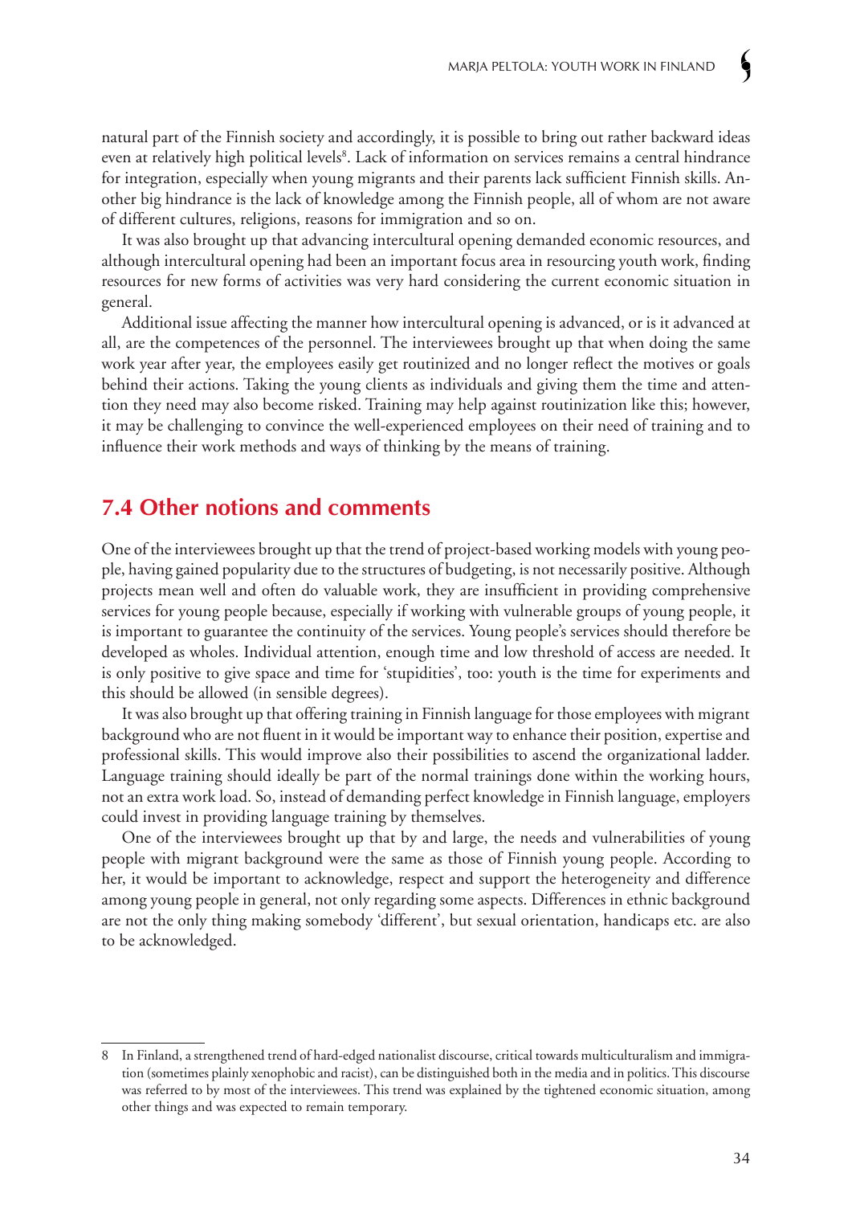natural part of the Finnish society and accordingly, it is possible to bring out rather backward ideas even at relatively high political levels[8]. Lack of information on services remains a central hindrance for integration, especially when young migrants and their parents lack sufficient Finnish skills. Another big hindrance is the lack of knowledge among the Finnish people, all of whom are not aware of different cultures, religions, reasons for immigration and so on.

It was also brought up that advancing intercultural opening demanded economic resources, and although intercultural opening had been an important focus area in resourcing youth work, finding resources for new forms of activities was very hard considering the current economic situation in general.

Additional issue affecting the manner how intercultural opening is advanced, or is it advanced at all, are the competences of the personnel. The interviewees brought up that when doing the same work year after year, the employees easily get routinized and no longer reflect the motives or goals behind their actions. Taking the young clients as individuals and giving them the time and attention they need may also become risked. Training may help against routinization like this; however, it may be challenging to convince the well-experienced employees on their need of training and to influence their work methods and ways of thinking by the means of training.

## 7.4 Other notions and comments

One of the interviewees brought up that the trend of project-based working models with young people, having gained popularity due to the structures of budgeting, is not necessarily positive. Although projects mean well and often do valuable work, they are insufficient in providing comprehensive services for young people because, especially if working with vulnerable groups of young people, it is important to guarantee the continuity of the services. Young people's services should therefore be developed as wholes. Individual attention, enough time and low threshold of access are needed. It is only positive to give space and time for 'stupidities', too: youth is the time for experiments and this should be allowed (in sensible degrees).

It was also brought up that offering training in Finnish language for those employees with migrant background who are not fluent in it would be important way to enhance their position, expertise and professional skills. This would improve also their possibilities to ascend the organizational ladder. Language training should ideally be part of the normal trainings done within the working hours, not an extra work load. So, instead of demanding perfect knowledge in Finnish language, employers could invest in providing language training by themselves.

One of the interviewees brought up that by and large, the needs and vulnerabilities of young people with migrant background were the same as those of Finnish young people. According to her, it would be important to acknowledge, respect and support the heterogeneity and difference among young people in general, not only regarding some aspects. Differences in ethnic background are not the only thing making somebody 'different', but sexual orientation, handicaps etc. are also to be acknowledged.

---

8 In Finland, a strengthened trend of hard-edged nationalist discourse, critical towards multiculturalism and immigration (sometimes plainly xenophobic and racist), can be distinguished both in the media and in politics. This discourse was referred to by most of the interviewees. This trend was explained by the tightened economic situation, among other things and was expected to remain temporary.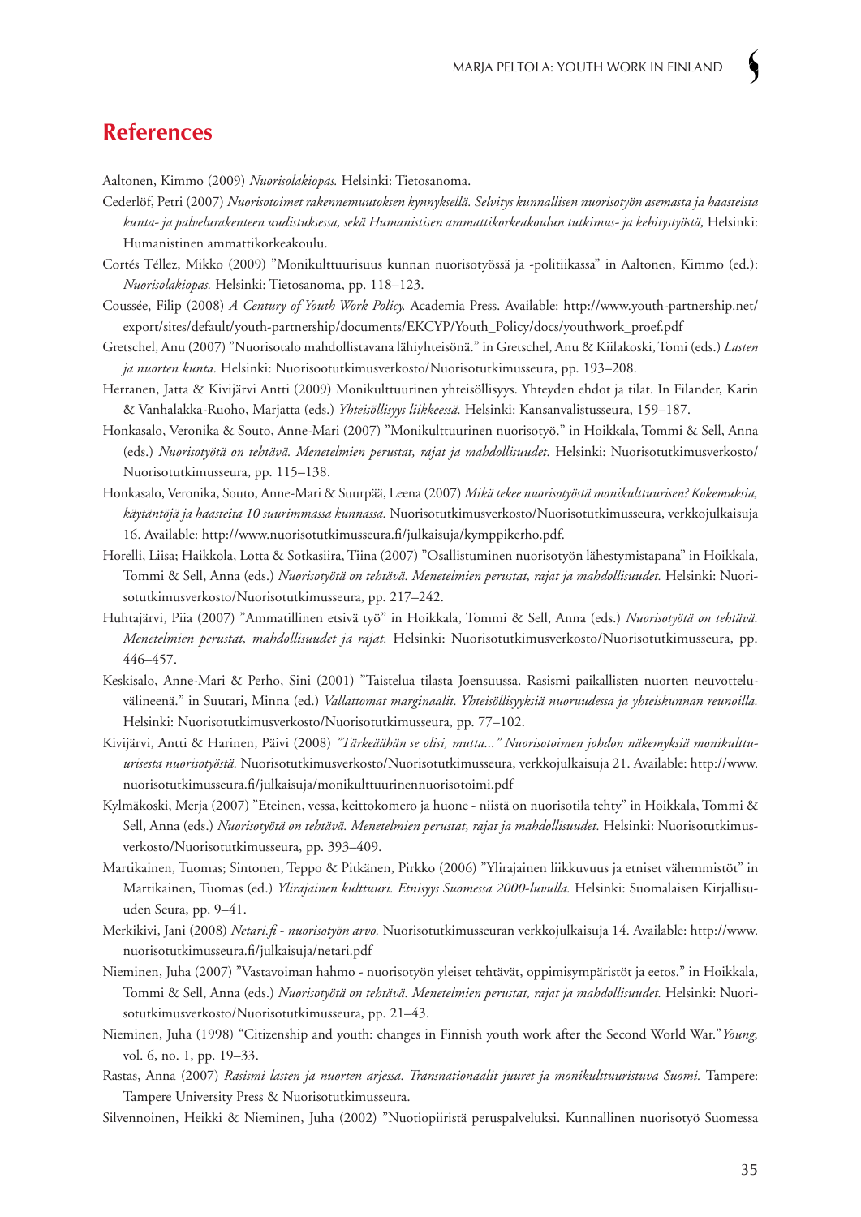## References

Aaltonen, Kimmo (2009) *Nuorisolakiopas.* Helsinki: Tietosanoma.

Cederlöf, Petri (2007) *Nuorisotoimet rakennemuutoksen kynnyksellä. Selvitys kunnallisen nuorisotyön asemasta ja haasteista kunta- ja palvelurakenteen uudistuksessa, sekä Humanistisen ammattikorkeakoulun tutkimus- ja kehitystyöstä,* Helsinki: Humanistinen ammattikorkeakoulu.

Cortés Téllez, Mikko (2009) "Monikulttuurisuus kunnan nuorisotyössä ja -politiikassa" in Aaltonen, Kimmo (ed.): *Nuorisolakiopas.* Helsinki: Tietosanoma, pp. 118–123.

Coussée, Filip (2008) *A Century of Youth Work Policy.* Academia Press. Available: http://www.youth-partnership.net/export/sites/default/youth-partnership/documents/EKCYP/Youth_Policy/docs/youthwork_proef.pdf

Gretschel, Anu (2007) "Nuorisotalo mahdollistavana lähiyhteisönä." in Gretschel, Anu & Kiilakoski, Tomi (eds.) *Lasten ja nuorten kunta.* Helsinki: Nuorisootutkimusverkosto/Nuorisotutkimusseura, pp. 193–208.

Herranen, Jatta & Kivijärvi Antti (2009) Monikulttuurinen yhteisöllisyys. Yhteyden ehdot ja tilat. In Filander, Karin & Vanhalakka-Ruoho, Marjatta (eds.) *Yhteisöllisyys liikkeessä.* Helsinki: Kansanvalistusseura, 159–187.

Honkasalo, Veronika & Souto, Anne-Mari (2007) "Monikulttuurinen nuorisotyö." in Hoikkala, Tommi & Sell, Anna (eds.) *Nuorisotyötä on tehtävä. Menetelmien perustat, rajat ja mahdollisuudet.* Helsinki: Nuorisotutkimusverkosto/Nuorisotutkimusseura, pp. 115–138.

Honkasalo, Veronika, Souto, Anne-Mari & Suurpää, Leena (2007) *Mikä tekee nuorisotyöstä monikulttuurisen? Kokemuksia, käytäntöjä ja haasteita 10 suurimmassa kunnassa.* Nuorisotutkimusverkosto/Nuorisotutkimusseura, verkkojulkaisuja 16. Available: http://www.nuorisotutkimusseura.fi/julkaisuja/kymppikerho.pdf.

Horelli, Liisa; Haikkola, Lotta & Sotkasiira, Tiina (2007) "Osallistuminen nuorisotyön lähestymistapana" in Hoikkala, Tommi & Sell, Anna (eds.) *Nuorisotyötä on tehtävä. Menetelmien perustat, rajat ja mahdollisuudet.* Helsinki: Nuorisotutkimusverkosto/Nuorisotutkimusseura, pp. 217–242.

Huhtajärvi, Piia (2007) "Ammatillinen etsivä työ" in Hoikkala, Tommi & Sell, Anna (eds.) *Nuorisotyötä on tehtävä. Menetelmien perustat, mahdollisuudet ja rajat.* Helsinki: Nuorisotutkimusverkosto/Nuorisotutkimusseura, pp. 446–457.

Keskisalo, Anne-Mari & Perho, Sini (2001) "Taistelua tilasta Joensuussa. Rasismi paikallisten nuorten neuvotteluvälineenä." in Suutari, Minna (ed.) *Vallattomat marginaalit. Yhteisöllisyyksiä nuoruudessa ja yhteiskunnan reunoilla.* Helsinki: Nuorisotutkimusverkosto/Nuorisotutkimusseura, pp. 77–102.

Kivijärvi, Antti & Harinen, Päivi (2008) *"Tärkeäähän se olisi, mutta..." Nuorisotoimen johdon näkemyksiä monikulttuurisesta nuorisotyöstä.* Nuorisotutkimusverkosto/Nuorisotutkimusseura, verkkojulkaisuja 21. Available: http://www.nuorisotutkimusseura.fi/julkaisuja/monikulttuurinennuorisotoimi.pdf

Kylmäkoski, Merja (2007) "Eteinen, vessa, keittokomero ja huone - niistä on nuorisotila tehty" in Hoikkala, Tommi & Sell, Anna (eds.) *Nuorisotyötä on tehtävä. Menetelmien perustat, rajat ja mahdollisuudet.* Helsinki: Nuorisotutkimusverkosto/Nuorisotutkimusseura, pp. 393–409.

Martikainen, Tuomas; Sintonen, Teppo & Pitkänen, Pirkko (2006) "Ylirajainen liikkuvuus ja etniset vähemmistöt" in Martikainen, Tuomas (ed.) *Ylirajainen kulttuuri. Etnisyys Suomessa 2000-luvulla.* Helsinki: Suomalaisen Kirjallisuuden Seura, pp. 9–41.

Merkikivi, Jani (2008) *Netari.fi - nuorisotyön arvo.* Nuorisotutkimusseuran verkkojulkaisuja 14. Available: http://www.nuorisotutkimusseura.fi/julkaisuja/netari.pdf

Nieminen, Juha (2007) "Vastavoiman hahmo - nuorisotyön yleiset tehtävät, oppimisympäristöt ja eetos." in Hoikkala, Tommi & Sell, Anna (eds.) *Nuorisotyötä on tehtävä. Menetelmien perustat, rajat ja mahdollisuudet.* Helsinki: Nuorisotutkimusverkosto/Nuorisotutkimusseura, pp. 21–43.

Nieminen, Juha (1998) "Citizenship and youth: changes in Finnish youth work after the Second World War." *Young,* vol. 6, no. 1, pp. 19–33.

Rastas, Anna (2007) *Rasismi lasten ja nuorten arjessa. Transnationaalit juuret ja monikulttuuristuva Suomi.* Tampere: Tampere University Press & Nuorisotutkimusseura.

Silvennoinen, Heikki & Nieminen, Juha (2002) "Nuotiopiiristä peruspalveluksi. Kunnallinen nuorisotyö Suomessa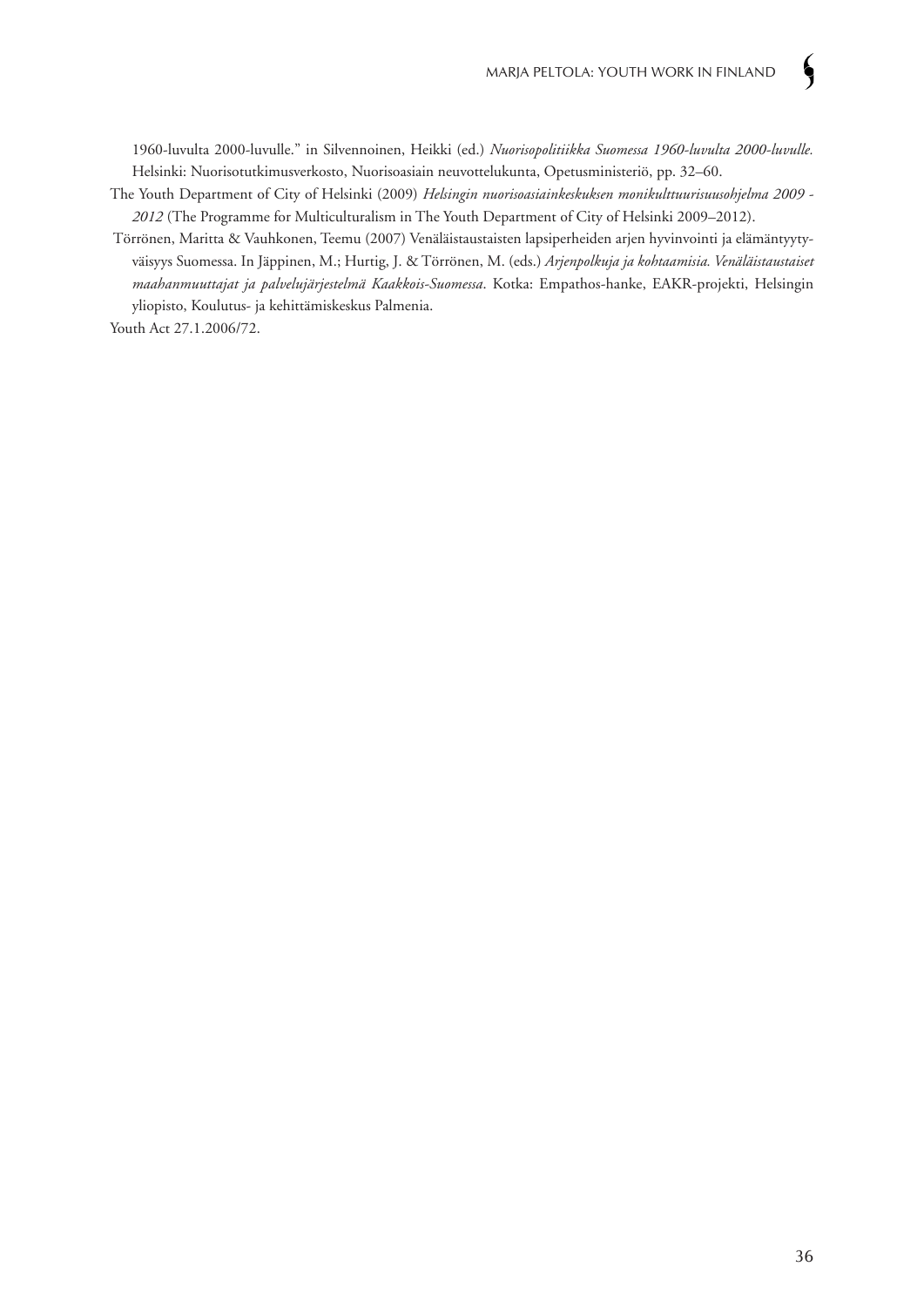1960-luvulta 2000-luvulle." in Silvennoinen, Heikki (ed.) *Nuorisopolitiikka Suomessa 1960-luvulta 2000-luvulle.* Helsinki: Nuorisotutkimusverkosto, Nuorisoasiain neuvottelukunta, Opetusministeriö, pp. 32–60.

The Youth Department of City of Helsinki (2009) *Helsingin nuorisoasiainkeskuksen monikulttuurisuusohjelma 2009 - 2012* (The Programme for Multiculturalism in The Youth Department of City of Helsinki 2009–2012).

Törrönen, Maritta & Vauhkonen, Teemu (2007) Venäläistaustaisten lapsiperheiden arjen hyvinvointi ja elämäntyytyväisyys Suomessa. In Jäppinen, M.; Hurtig, J. & Törrönen, M. (eds.) *Arjenpolkuja ja kohtaamisia. Venäläistaustaiset maahanmuuttajat ja palvelujärjestelmä Kaakkois-Suomessa*. Kotka: Empathos-hanke, EAKR-projekti, Helsingin yliopisto, Koulutus- ja kehittämiskeskus Palmenia.

Youth Act 27.1.2006/72.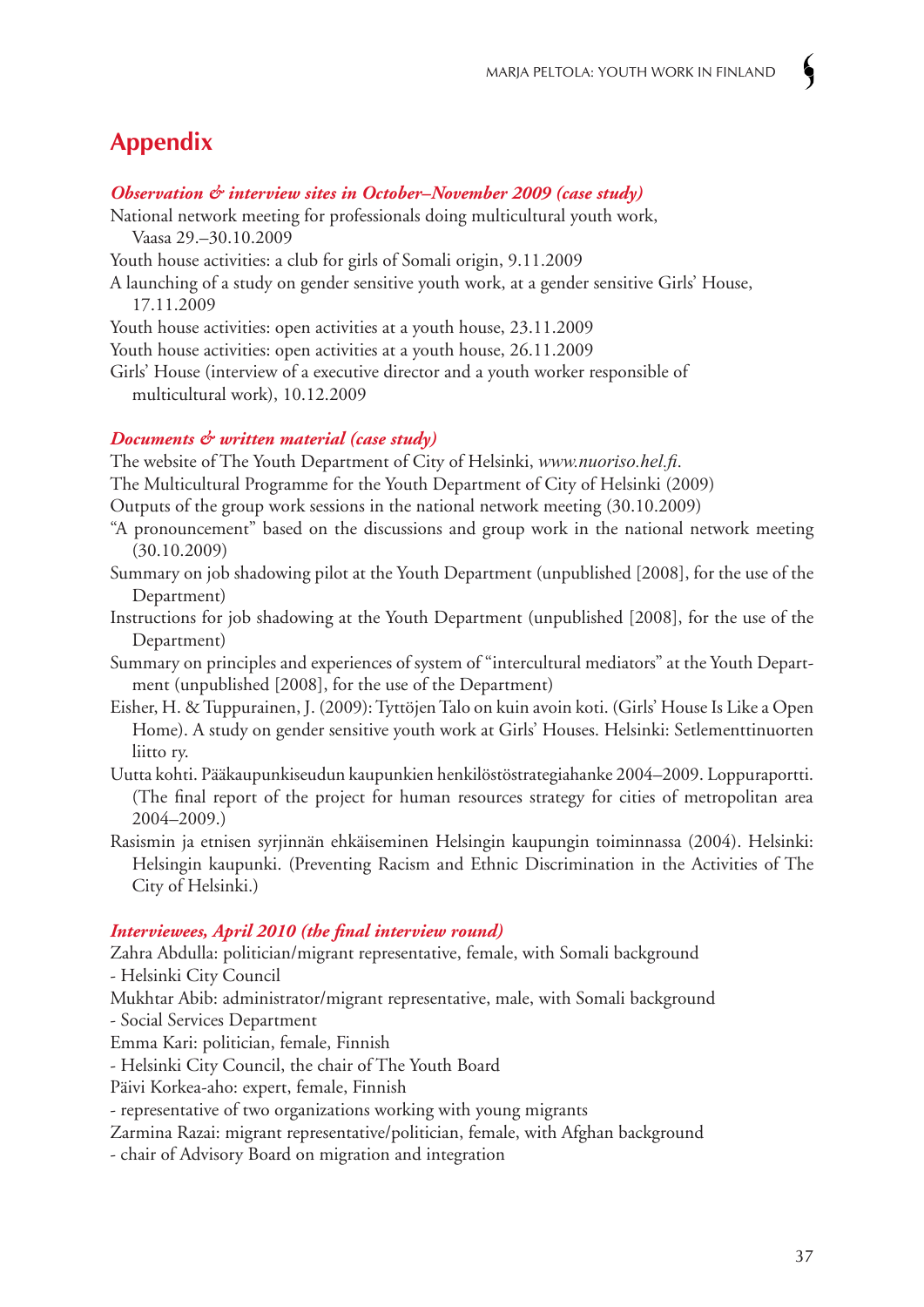# Appendix

***Observation & interview sites in October–November 2009 (case study)***

National network meeting for professionals doing multicultural youth work, Vaasa 29.–30.10.2009

Youth house activities: a club for girls of Somali origin, 9.11.2009

A launching of a study on gender sensitive youth work, at a gender sensitive Girls' House, 17.11.2009

Youth house activities: open activities at a youth house, 23.11.2009

Youth house activities: open activities at a youth house, 26.11.2009

Girls' House (interview of a executive director and a youth worker responsible of multicultural work), 10.12.2009

***Documents & written material (case study)***

The website of The Youth Department of City of Helsinki, *www.nuoriso.hel.fi*.

The Multicultural Programme for the Youth Department of City of Helsinki (2009)

Outputs of the group work sessions in the national network meeting (30.10.2009)

"A pronouncement" based on the discussions and group work in the national network meeting (30.10.2009)

Summary on job shadowing pilot at the Youth Department (unpublished [2008], for the use of the Department)

Instructions for job shadowing at the Youth Department (unpublished [2008], for the use of the Department)

Summary on principles and experiences of system of "intercultural mediators" at the Youth Department (unpublished [2008], for the use of the Department)

Eisher, H. & Tuppurainen, J. (2009): Tyttöjen Talo on kuin avoin koti. (Girls' House Is Like a Open Home). A study on gender sensitive youth work at Girls' Houses. Helsinki: Setlementtinuorten liitto ry.

Uutta kohti. Pääkaupunkiseudun kaupunkien henkilöstöstrategiahanke 2004–2009. Loppuraportti. (The final report of the project for human resources strategy for cities of metropolitan area 2004–2009.)

Rasismin ja etnisen syrjinnän ehkäiseminen Helsingin kaupungin toiminnassa (2004). Helsinki: Helsingin kaupunki. (Preventing Racism and Ethnic Discrimination in the Activities of The City of Helsinki.)

***Interviewees, April 2010 (the final interview round)***

Zahra Abdulla: politician/migrant representative, female, with Somali background
- Helsinki City Council

Mukhtar Abib: administrator/migrant representative, male, with Somali background
- Social Services Department

Emma Kari: politician, female, Finnish
- Helsinki City Council, the chair of The Youth Board

Päivi Korkea-aho: expert, female, Finnish
- representative of two organizations working with young migrants

Zarmina Razai: migrant representative/politician, female, with Afghan background
- chair of Advisory Board on migration and integration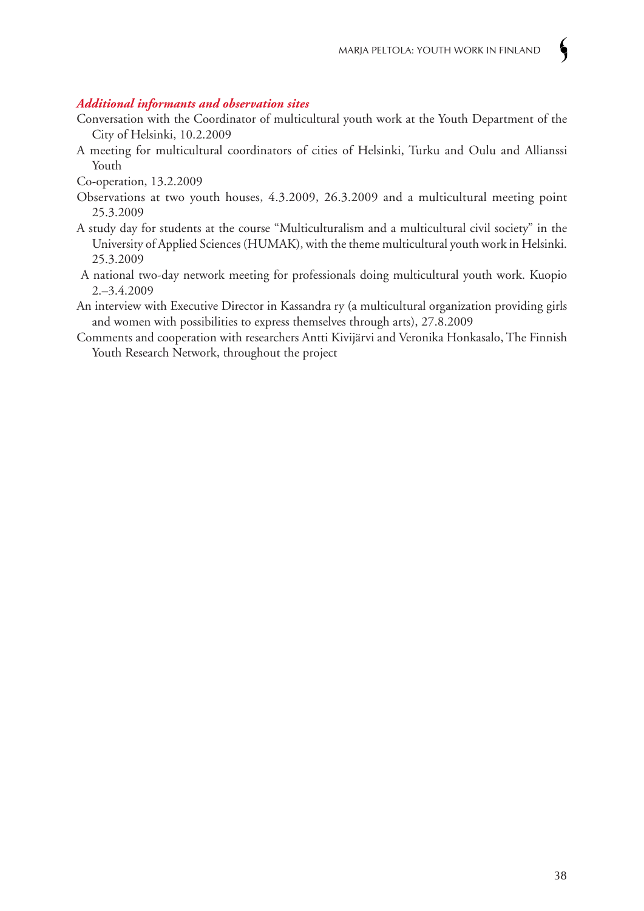***Additional informants and observation sites***

Conversation with the Coordinator of multicultural youth work at the Youth Department of the City of Helsinki, 10.2.2009

A meeting for multicultural coordinators of cities of Helsinki, Turku and Oulu and Allianssi Youth

Co-operation, 13.2.2009

Observations at two youth houses, 4.3.2009, 26.3.2009 and a multicultural meeting point 25.3.2009

A study day for students at the course "Multiculturalism and a multicultural civil society" in the University of Applied Sciences (HUMAK), with the theme multicultural youth work in Helsinki. 25.3.2009

A national two-day network meeting for professionals doing multicultural youth work. Kuopio 2.–3.4.2009

An interview with Executive Director in Kassandra ry (a multicultural organization providing girls and women with possibilities to express themselves through arts), 27.8.2009

Comments and cooperation with researchers Antti Kivijärvi and Veronika Honkasalo, The Finnish Youth Research Network, throughout the project